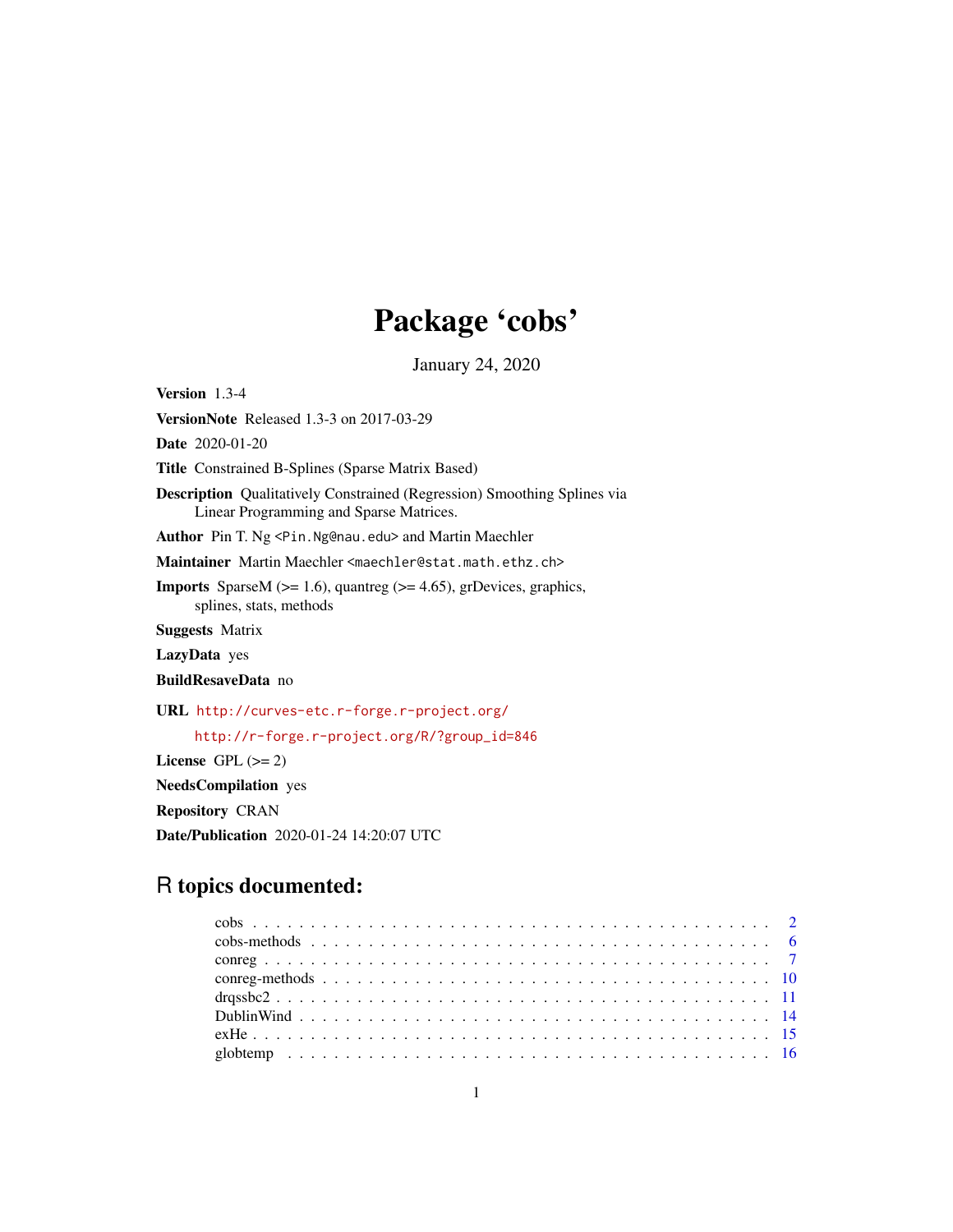# Package 'cobs'

January 24, 2020

**Version** 1.3-4

**VersionNote** Released 1.3-3 on 2017-03-29

**Date** 2020-01-20

**Title** Constrained B-Splines (Sparse Matrix Based)

**Description** Qualitatively Constrained (Regression) Smoothing Splines via Linear Programming and Sparse Matrices.

**Author** Pin T. Ng <Pin.Ng@nau.edu> and Martin Maechler

**Maintainer** Martin Maechler <maechler@stat.math.ethz.ch>

**Imports** SparseM (>= 1.6), quantreg (>= 4.65), grDevices, graphics, splines, stats, methods

**Suggests** Matrix

**LazyData** yes

**BuildResaveData** no

**URL** http://curves-etc.r-forge.r-project.org/
http://r-forge.r-project.org/R/?group_id=846

**License** GPL (>= 2)

**NeedsCompilation** yes

**Repository** CRAN

**Date/Publication** 2020-01-24 14:20:07 UTC

## R topics documented:

- cobs . . . . . . . . . . . . . . . . . . . . . . . . . . . . . . . . . . . . . . . . . . . 2
- cobs-methods . . . . . . . . . . . . . . . . . . . . . . . . . . . . . . . . . . . . . . 6
- conreg . . . . . . . . . . . . . . . . . . . . . . . . . . . . . . . . . . . . . . . . . . 7
- conreg-methods . . . . . . . . . . . . . . . . . . . . . . . . . . . . . . . . . . . . . 10
- drqssbc2 . . . . . . . . . . . . . . . . . . . . . . . . . . . . . . . . . . . . . . . . . 11
- DublinWind . . . . . . . . . . . . . . . . . . . . . . . . . . . . . . . . . . . . . . . 14
- exHe . . . . . . . . . . . . . . . . . . . . . . . . . . . . . . . . . . . . . . . . . . . 15
- globtemp . . . . . . . . . . . . . . . . . . . . . . . . . . . . . . . . . . . . . . . . . 16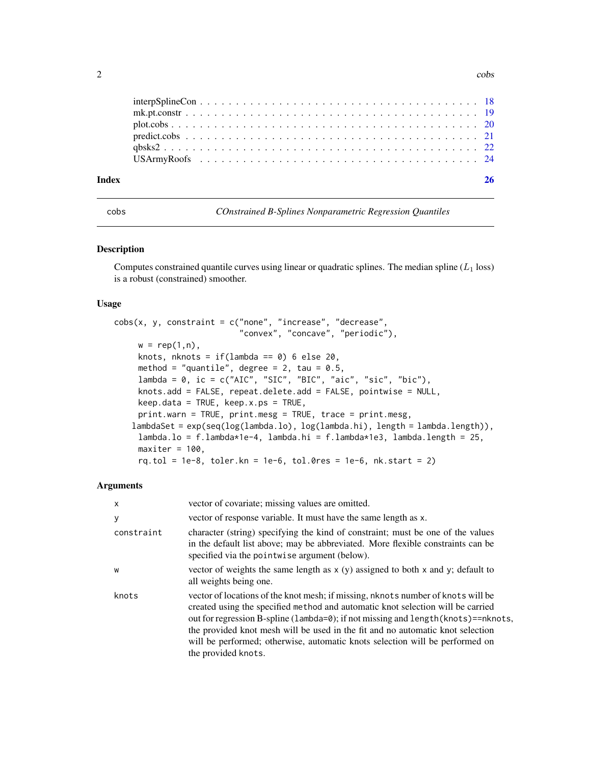interpSplineCon . . . . . . . . . . . . . . . . . . . . . . . . . . . . . . . . . . . . . 18
mk.pt.constr . . . . . . . . . . . . . . . . . . . . . . . . . . . . . . . . . . . . . . . 19
plot.cobs . . . . . . . . . . . . . . . . . . . . . . . . . . . . . . . . . . . . . . . . 20
predict.cobs . . . . . . . . . . . . . . . . . . . . . . . . . . . . . . . . . . . . . . 21
qbsks2 . . . . . . . . . . . . . . . . . . . . . . . . . . . . . . . . . . . . . . . . . 22
USArmyRoofs . . . . . . . . . . . . . . . . . . . . . . . . . . . . . . . . . . . . . . 24

**Index** **26**

---

`cobs` *COnstrained B-Splines Nonparametric Regression Quantiles*

---

## Description

Computes constrained quantile curves using linear or quadratic splines. The median spline ($L_1$ loss) is a robust (constrained) smoother.

## Usage

```
cobs(x, y, constraint = c("none", "increase", "decrease",
                         "convex", "concave", "periodic"),
     w = rep(1,n),
     knots, nknots = if(lambda == 0) 6 else 20,
     method = "quantile", degree = 2, tau = 0.5,
     lambda = 0, ic = c("AIC", "SIC", "BIC", "aic", "sic", "bic"),
     knots.add = FALSE, repeat.delete.add = FALSE, pointwise = NULL,
     keep.data = TRUE, keep.x.ps = TRUE,
     print.warn = TRUE, print.mesg = TRUE, trace = print.mesg,
    lambdaSet = exp(seq(log(lambda.lo), log(lambda.hi), length = lambda.length)),
     lambda.lo = f.lambda*1e-4, lambda.hi = f.lambda*1e3, lambda.length = 25,
     maxiter = 100,
     rq.tol = 1e-8, toler.kn = 1e-6, tol.0res = 1e-6, nk.start = 2)
```

## Arguments

| | |
|---|---|
| `x` | vector of covariate; missing values are omitted. |
| `y` | vector of response variable. It must have the same length as `x`. |
| `constraint` | character (string) specifying the kind of constraint; must be one of the values in the default list above; may be abbreviated. More flexible constraints can be specified via the `pointwise` argument (below). |
| `w` | vector of weights the same length as `x` (`y`) assigned to both `x` and `y`; default to all weights being one. |
| `knots` | vector of locations of the knot mesh; if missing, `nknots` number of `knots` will be created using the specified `method` and automatic knot selection will be carried out for regression B-spline (`lambda=0`); if not missing and `length(knots)==nknots`, the provided knot mesh will be used in the fit and no automatic knot selection will be performed; otherwise, automatic knots selection will be performed on the provided `knots`. |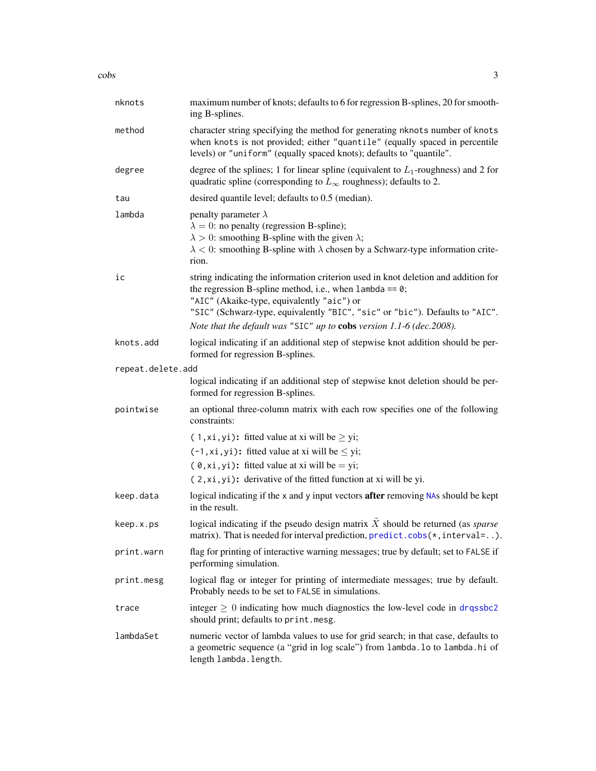`nknots`
: maximum number of knots; defaults to 6 for regression B-splines, 20 for smoothing B-splines.

`method`
: character string specifying the method for generating `nknots` number of `knots` when `knots` is not provided; either `"quantile"` (equally spaced in percentile levels) or `"uniform"` (equally spaced knots); defaults to "quantile".

`degree`
: degree of the splines; 1 for linear spline (equivalent to $L_1$-roughness) and 2 for quadratic spline (corresponding to $L_\infty$ roughness); defaults to 2.

`tau`
: desired quantile level; defaults to 0.5 (median).

`lambda`
: penalty parameter $\lambda$
  $\lambda = 0$: no penalty (regression B-spline);
  $\lambda > 0$: smoothing B-spline with the given $\lambda$;
  $\lambda < 0$: smoothing B-spline with $\lambda$ chosen by a Schwarz-type information criterion.

`ic`
: string indicating the information criterion used in knot deletion and addition for the regression B-spline method, i.e., when `lambda == 0`;
  `"AIC"` (Akaike-type, equivalently `"aic"`) or
  `"SIC"` (Schwarz-type, equivalently `"BIC"`, `"sic"` or `"bic"`). Defaults to `"AIC"`.
  *Note that the default was* `"SIC"` *up to* **cobs** *version 1.1-6 (dec.2008).*

`knots.add`
: logical indicating if an additional step of stepwise knot addition should be performed for regression B-splines.

`repeat.delete.add`
: logical indicating if an additional step of stepwise knot deletion should be performed for regression B-splines.

`pointwise`
: an optional three-column matrix with each row specifies one of the following constraints:
  `( 1,xi,yi)`: fitted value at xi will be $\geq$ yi;
  `(-1,xi,yi)`: fitted value at xi will be $\leq$ yi;
  `( 0,xi,yi)`: fitted value at xi will be $=$ yi;
  `( 2,xi,yi)`: derivative of the fitted function at xi will be yi.

`keep.data`
: logical indicating if the `x` and `y` input vectors **after** removing `NA`s should be kept in the result.

`keep.x.ps`
: logical indicating if the pseudo design matrix $\tilde{X}$ should be returned (as *sparse* matrix). That is needed for interval prediction, `predict.cobs(*,interval=..)`.

`print.warn`
: flag for printing of interactive warning messages; true by default; set to `FALSE` if performing simulation.

`print.mesg`
: logical flag or integer for printing of intermediate messages; true by default. Probably needs to be set to `FALSE` in simulations.

`trace`
: integer $\geq 0$ indicating how much diagnostics the low-level code in `drqssbc2` should print; defaults to `print.mesg`.

`lambdaSet`
: numeric vector of lambda values to use for grid search; in that case, defaults to a geometric sequence (a "grid in log scale") from `lambda.lo` to `lambda.hi` of length `lambda.length`.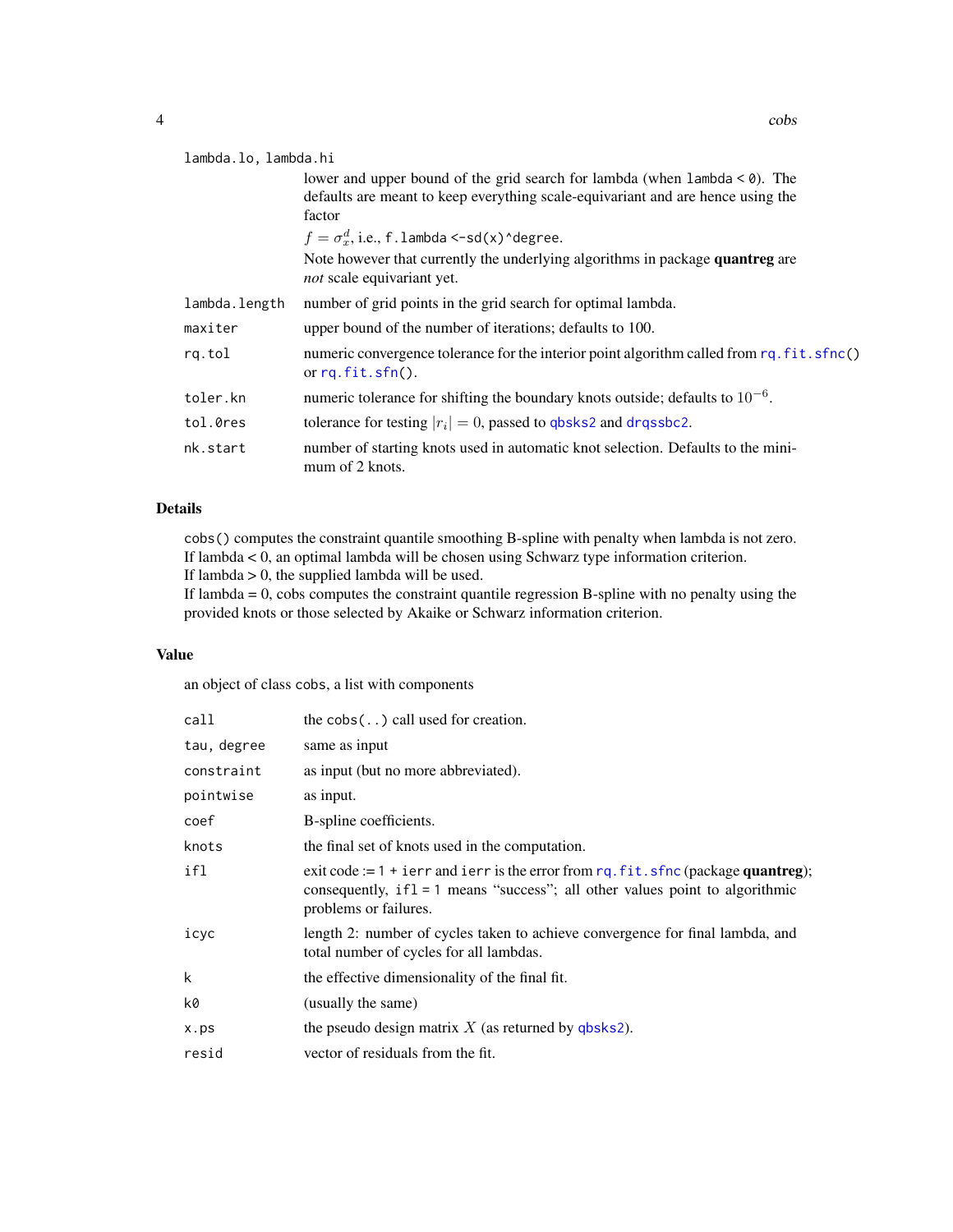`lambda.lo, lambda.hi`
: lower and upper bound of the grid search for lambda (when `lambda < 0`). The defaults are meant to keep everything scale-equivariant and are hence using the factor
  $f = \sigma_x^d$, i.e., `f.lambda <-sd(x)^degree`.
  Note however that currently the underlying algorithms in package **quantreg** are *not* scale equivariant yet.

`lambda.length`
: number of grid points in the grid search for optimal lambda.

`maxiter`
: upper bound of the number of iterations; defaults to 100.

`rq.tol`
: numeric convergence tolerance for the interior point algorithm called from `rq.fit.sfnc()` or `rq.fit.sfn()`.

`toler.kn`
: numeric tolerance for shifting the boundary knots outside; defaults to $10^{-6}$.

`tol.0res`
: tolerance for testing $|r_i| = 0$, passed to `qbsks2` and `drqssbc2`.

`nk.start`
: number of starting knots used in automatic knot selection. Defaults to the minimum of 2 knots.

## Details

`cobs()` computes the constraint quantile smoothing B-spline with penalty when lambda is not zero.
If lambda < 0, an optimal lambda will be chosen using Schwarz type information criterion.
If lambda > 0, the supplied lambda will be used.
If lambda = 0, cobs computes the constraint quantile regression B-spline with no penalty using the provided knots or those selected by Akaike or Schwarz information criterion.

## Value

an object of class `cobs`, a list with components

`call`
: the `cobs(..)` call used for creation.

`tau, degree`
: same as input

`constraint`
: as input (but no more abbreviated).

`pointwise`
: as input.

`coef`
: B-spline coefficients.

`knots`
: the final set of knots used in the computation.

`ifl`
: exit code := `1 + ierr` and `ierr` is the error from `rq.fit.sfnc` (package **quantreg**); consequently, `ifl = 1` means "success"; all other values point to algorithmic problems or failures.

`icyc`
: length 2: number of cycles taken to achieve convergence for final lambda, and total number of cycles for all lambdas.

`k`
: the effective dimensionality of the final fit.

`k0`
: (usually the same)

`x.ps`
: the pseudo design matrix $X$ (as returned by `qbsks2`).

`resid`
: vector of residuals from the fit.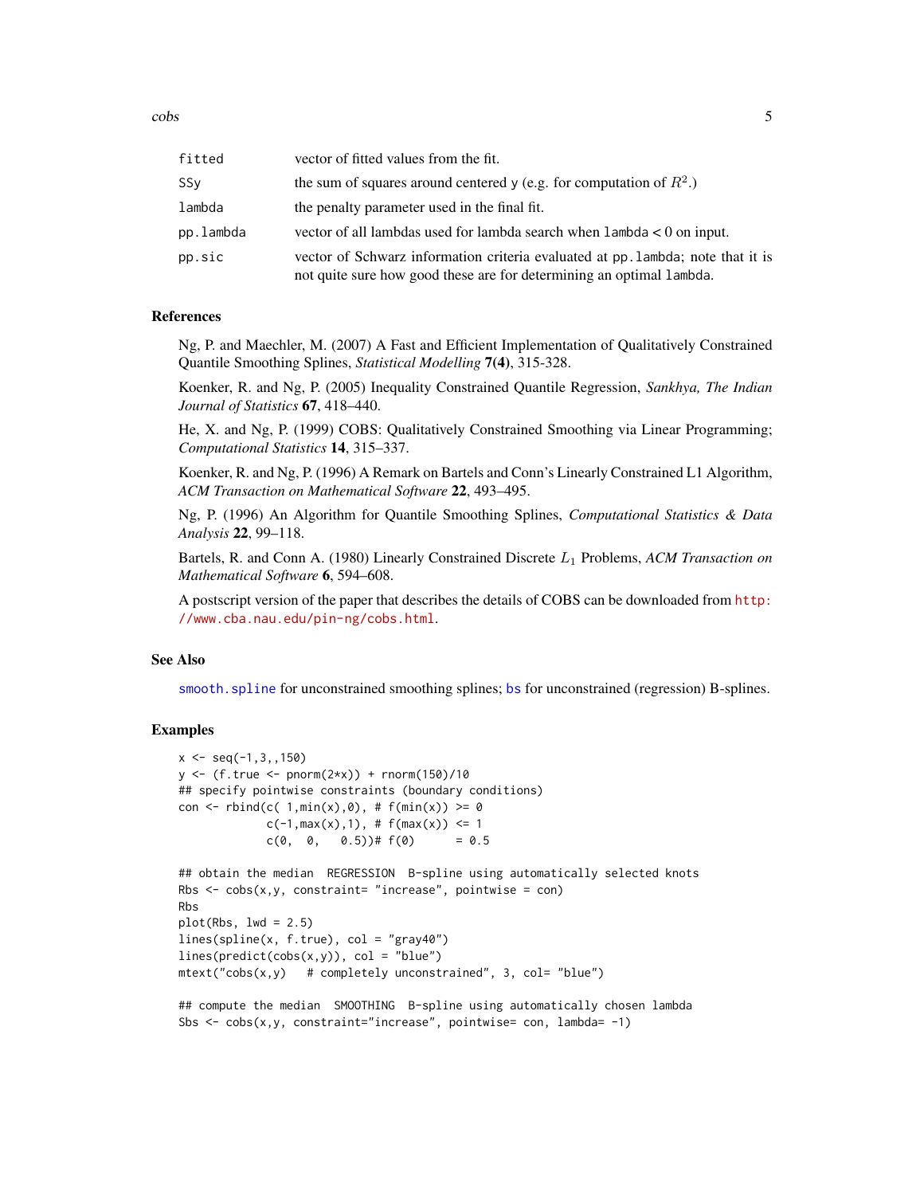| | |
|---|---|
| fitted | vector of fitted values from the fit. |
| SSy | the sum of squares around centered y (e.g. for computation of $R^2$.) |
| lambda | the penalty parameter used in the final fit. |
| pp.lambda | vector of all lambdas used for lambda search when lambda < 0 on input. |
| pp.sic | vector of Schwarz information criteria evaluated at pp.lambda; note that it is not quite sure how good these are for determining an optimal lambda. |

## References

Ng, P. and Maechler, M. (2007) A Fast and Efficient Implementation of Qualitatively Constrained Quantile Smoothing Splines, *Statistical Modelling* **7(4)**, 315-328.

Koenker, R. and Ng, P. (2005) Inequality Constrained Quantile Regression, *Sankhya, The Indian Journal of Statistics* **67**, 418–440.

He, X. and Ng, P. (1999) COBS: Qualitatively Constrained Smoothing via Linear Programming; *Computational Statistics* **14**, 315–337.

Koenker, R. and Ng, P. (1996) A Remark on Bartels and Conn's Linearly Constrained L1 Algorithm, *ACM Transaction on Mathematical Software* **22**, 493–495.

Ng, P. (1996) An Algorithm for Quantile Smoothing Splines, *Computational Statistics & Data Analysis* **22**, 99–118.

Bartels, R. and Conn A. (1980) Linearly Constrained Discrete $L_1$ Problems, *ACM Transaction on Mathematical Software* **6**, 594–608.

A postscript version of the paper that describes the details of COBS can be downloaded from http://www.cba.nau.edu/pin-ng/cobs.html.

## See Also

smooth.spline for unconstrained smoothing splines; bs for unconstrained (regression) B-splines.

## Examples

```
x <- seq(-1,3,,150)
y <- (f.true <- pnorm(2*x)) + rnorm(150)/10
## specify pointwise constraints (boundary conditions)
con <- rbind(c( 1,min(x),0), # f(min(x)) >= 0
             c(-1,max(x),1), # f(max(x)) <= 1
             c(0,  0,   0.5))# f(0)      = 0.5

## obtain the median  REGRESSION  B-spline using automatically selected knots
Rbs <- cobs(x,y, constraint= "increase", pointwise = con)
Rbs
plot(Rbs, lwd = 2.5)
lines(spline(x, f.true), col = "gray40")
lines(predict(cobs(x,y)), col = "blue")
mtext("cobs(x,y)   # completely unconstrained", 3, col= "blue")

## compute the median  SMOOTHING  B-spline using automatically chosen lambda
Sbs <- cobs(x,y, constraint="increase", pointwise= con, lambda= -1)
```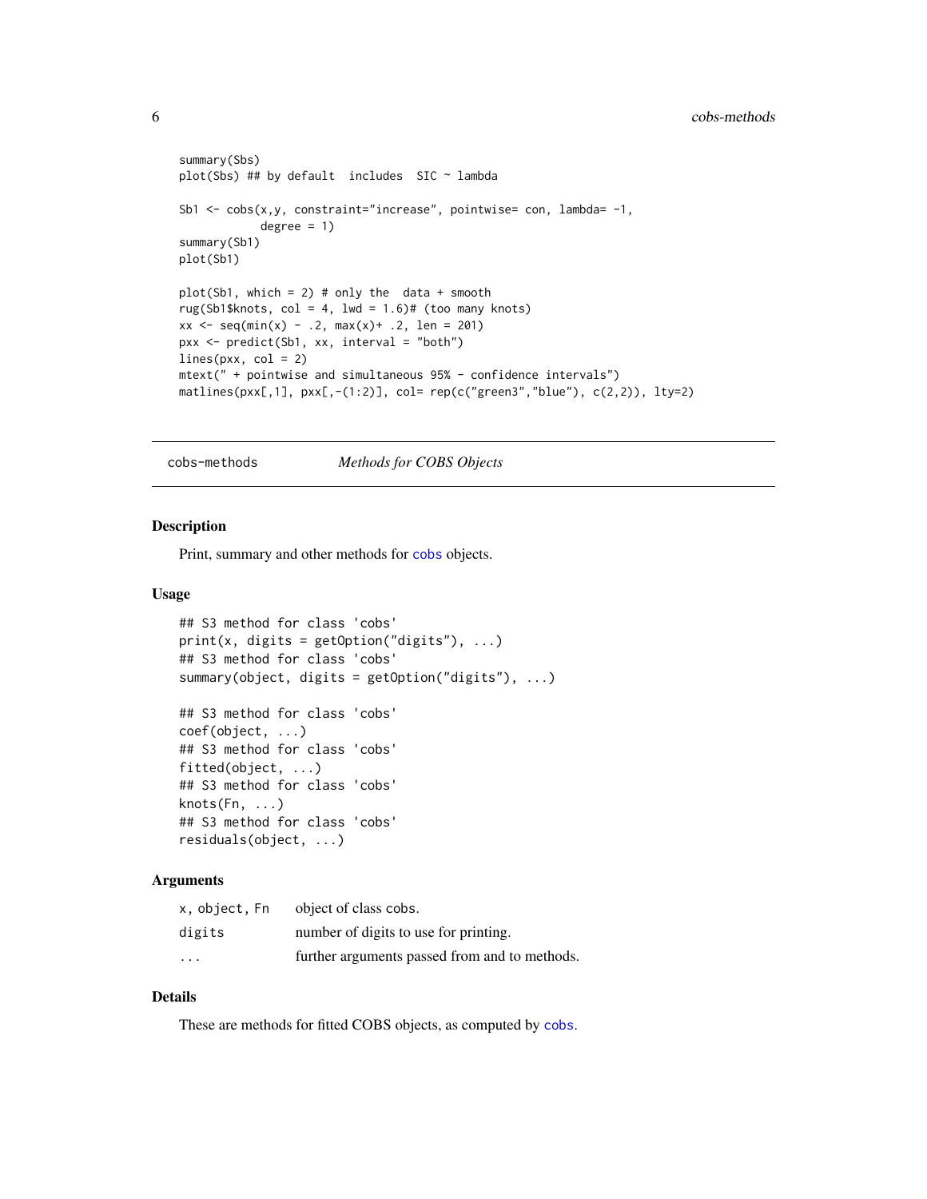```r
summary(Sbs)
plot(Sbs) ## by default  includes  SIC ~ lambda

Sb1 <- cobs(x,y, constraint="increase", pointwise= con, lambda= -1,
            degree = 1)
summary(Sb1)
plot(Sb1)

plot(Sb1, which = 2) # only the  data + smooth
rug(Sb1$knots, col = 4, lwd = 1.6)# (too many knots)
xx <- seq(min(x) - .2, max(x)+ .2, len = 201)
pxx <- predict(Sb1, xx, interval = "both")
lines(pxx, col = 2)
mtext(" + pointwise and simultaneous 95% - confidence intervals")
matlines(pxx[,1], pxx[,-(1:2)], col= rep(c("green3","blue"), c(2,2)), lty=2)
```

---

## cobs-methods — *Methods for COBS Objects*

---

### Description

Print, summary and other methods for `cobs` objects.

### Usage

```r
## S3 method for class 'cobs'
print(x, digits = getOption("digits"), ...)
## S3 method for class 'cobs'
summary(object, digits = getOption("digits"), ...)

## S3 method for class 'cobs'
coef(object, ...)
## S3 method for class 'cobs'
fitted(object, ...)
## S3 method for class 'cobs'
knots(Fn, ...)
## S3 method for class 'cobs'
residuals(object, ...)
```

### Arguments

| | |
|---|---|
| `x, object, Fn` | object of class `cobs`. |
| `digits` | number of digits to use for printing. |
| `...` | further arguments passed from and to methods. |

### Details

These are methods for fitted COBS objects, as computed by `cobs`.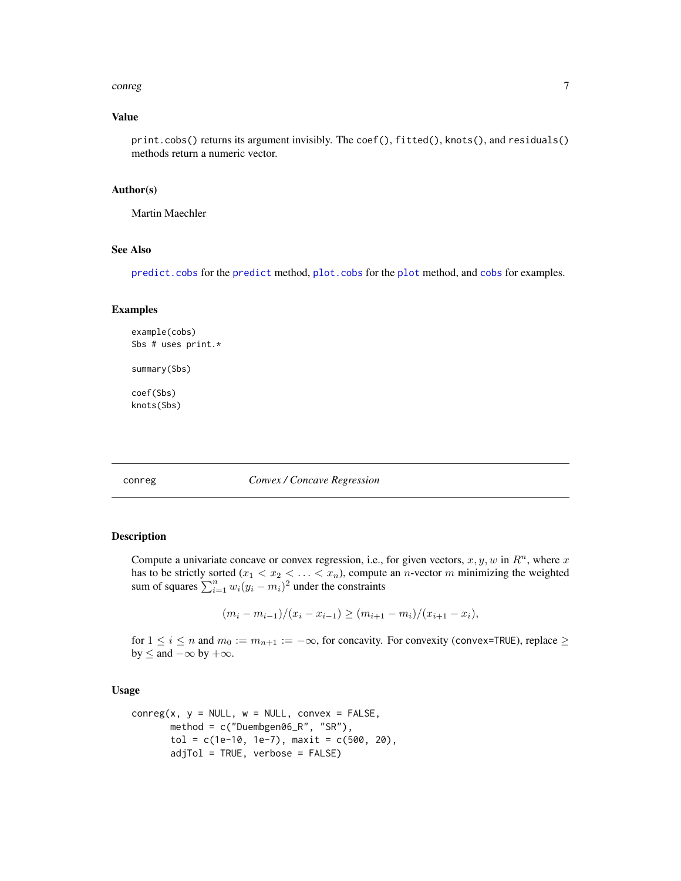### Value

`print.cobs()` returns its argument invisibly. The `coef()`, `fitted()`, `knots()`, and `residuals()` methods return a numeric vector.

### Author(s)

Martin Maechler

### See Also

`predict.cobs` for the `predict` method, `plot.cobs` for the `plot` method, and `cobs` for examples.

### Examples

```
example(cobs)
Sbs # uses print.*

summary(Sbs)

coef(Sbs)
knots(Sbs)
```

---

## conreg — *Convex / Concave Regression*

---

### Description

Compute a univariate concave or convex regression, i.e., for given vectors, $x, y, w$ in $R^n$, where $x$ has to be strictly sorted ($x_1 < x_2 < \ldots < x_n$), compute an $n$-vector $m$ minimizing the weighted sum of squares $\sum_{i=1}^n w_i(y_i - m_i)^2$ under the constraints

$$(m_i - m_{i-1})/(x_i - x_{i-1}) \geq (m_{i+1} - m_i)/(x_{i+1} - x_i),$$

for $1 \leq i \leq n$ and $m_0 := m_{n+1} := -\infty$, for concavity. For convexity (`convex=TRUE`), replace $\geq$ by $\leq$ and $-\infty$ by $+\infty$.

### Usage

```
conreg(x, y = NULL, w = NULL, convex = FALSE,
       method = c("Duembgen06_R", "SR"),
       tol = c(1e-10, 1e-7), maxit = c(500, 20),
       adjTol = TRUE, verbose = FALSE)
```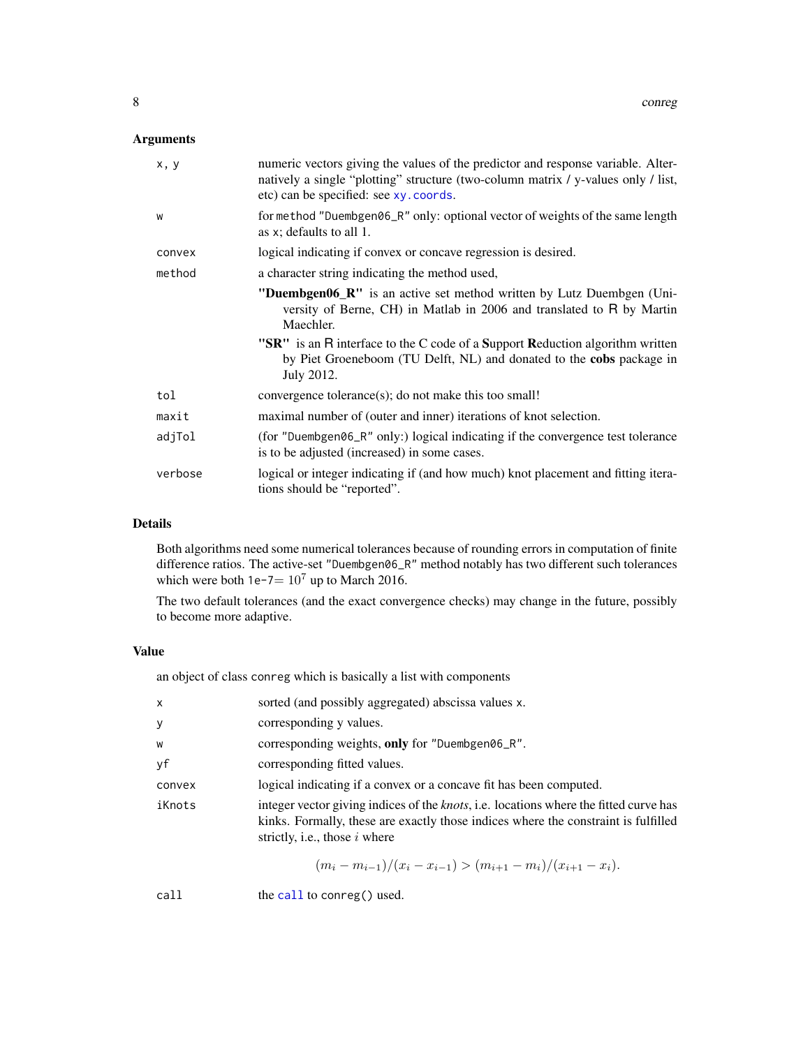### Arguments

| | |
|---|---|
| `x, y` | numeric vectors giving the values of the predictor and response variable. Alternatively a single "plotting" structure (two-column matrix / y-values only / list, etc) can be specified: see `xy.coords`. |
| `w` | for method `"Duembgen06_R"` only: optional vector of weights of the same length as `x`; defaults to all 1. |
| `convex` | logical indicating if convex or concave regression is desired. |
| `method` | a character string indicating the method used,<br>**"Duembgen06_R"** is an active set method written by Lutz Duembgen (University of Berne, CH) in Matlab in 2006 and translated to R by Martin Maechler.<br>**"SR"** is an R interface to the C code of a **S**upport **R**eduction algorithm written by Piet Groeneboom (TU Delft, NL) and donated to the **cobs** package in July 2012. |
| `tol` | convergence tolerance(s); do not make this too small! |
| `maxit` | maximal number of (outer and inner) iterations of knot selection. |
| `adjTol` | (for `"Duembgen06_R"` only:) logical indicating if the convergence test tolerance is to be adjusted (increased) in some cases. |
| `verbose` | logical or integer indicating if (and how much) knot placement and fitting iterations should be "reported". |

### Details

Both algorithms need some numerical tolerances because of rounding errors in computation of finite difference ratios. The active-set `"Duembgen06_R"` method notably has two different such tolerances which were both `1e-7`$= 10^7$ up to March 2016.

The two default tolerances (and the exact convergence checks) may change in the future, possibly to become more adaptive.

### Value

an object of class `conreg` which is basically a list with components

| | |
|---|---|
| `x` | sorted (and possibly aggregated) abscissa values `x`. |
| `y` | corresponding `y` values. |
| `w` | corresponding weights, **only** for `"Duembgen06_R"`. |
| `yf` | corresponding fitted values. |
| `convex` | logical indicating if a convex or a concave fit has been computed. |
| `iKnots` | integer vector giving indices of the *knots*, i.e. locations where the fitted curve has kinks. Formally, these are exactly those indices where the constraint is fulfilled strictly, i.e., those $i$ where $$(m_i - m_{i-1})/(x_i - x_{i-1}) > (m_{i+1} - m_i)/(x_{i+1} - x_i).$$ |
| `call` | the `call` to `conreg()` used. |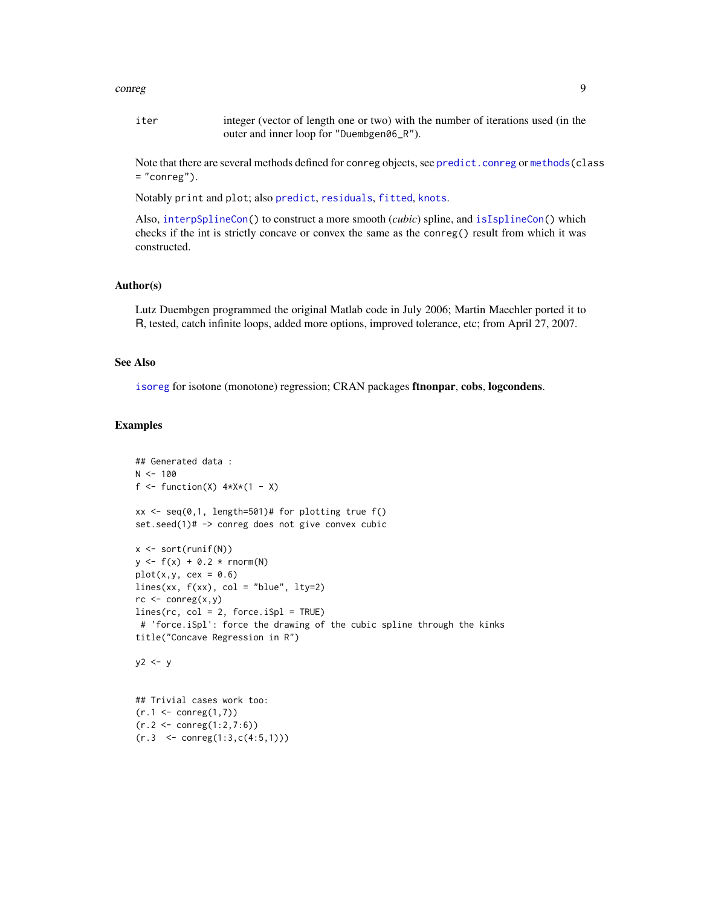iter integer (vector of length one or two) with the number of iterations used (in the outer and inner loop for "Duembgen06_R").

Note that there are several methods defined for conreg objects, see predict.conreg or methods(class = "conreg").

Notably print and plot; also predict, residuals, fitted, knots.

Also, interpSplineCon() to construct a more smooth (*cubic*) spline, and isIsplineCon() which checks if the int is strictly concave or convex the same as the conreg() result from which it was constructed.

## Author(s)

Lutz Duembgen programmed the original Matlab code in July 2006; Martin Maechler ported it to R, tested, catch infinite loops, added more options, improved tolerance, etc; from April 27, 2007.

## See Also

isoreg for isotone (monotone) regression; CRAN packages **ftnonpar**, **cobs**, **logcondens**.

## Examples

```
## Generated data :
N <- 100
f <- function(X) 4*X*(1 - X)

xx <- seq(0,1, length=501)# for plotting true f()
set.seed(1)# -> conreg does not give convex cubic

x <- sort(runif(N))
y <- f(x) + 0.2 * rnorm(N)
plot(x,y, cex = 0.6)
lines(xx, f(xx), col = "blue", lty=2)
rc <- conreg(x,y)
lines(rc, col = 2, force.iSpl = TRUE)
 # 'force.iSpl': force the drawing of the cubic spline through the kinks
title("Concave Regression in R")

y2 <- y


## Trivial cases work too:
(r.1 <- conreg(1,7))
(r.2 <- conreg(1:2,7:6))
(r.3  <- conreg(1:3,c(4:5,1)))
```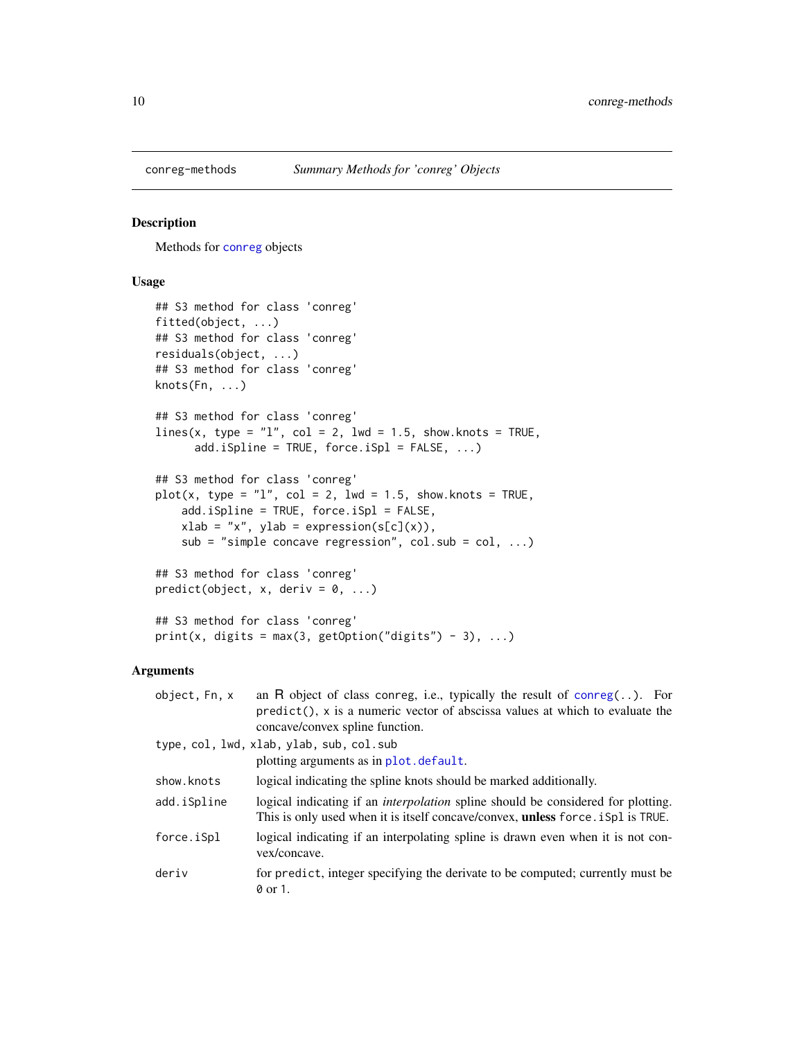conreg-methods    *Summary Methods for 'conreg' Objects*

## Description

Methods for `conreg` objects

## Usage

```
## S3 method for class 'conreg'
fitted(object, ...)
## S3 method for class 'conreg'
residuals(object, ...)
## S3 method for class 'conreg'
knots(Fn, ...)

## S3 method for class 'conreg'
lines(x, type = "l", col = 2, lwd = 1.5, show.knots = TRUE,
      add.iSpline = TRUE, force.iSpl = FALSE, ...)

## S3 method for class 'conreg'
plot(x, type = "l", col = 2, lwd = 1.5, show.knots = TRUE,
    add.iSpline = TRUE, force.iSpl = FALSE,
    xlab = "x", ylab = expression(s[c](x)),
    sub = "simple concave regression", col.sub = col, ...)

## S3 method for class 'conreg'
predict(object, x, deriv = 0, ...)

## S3 method for class 'conreg'
print(x, digits = max(3, getOption("digits") - 3), ...)
```

## Arguments

| | |
|---|---|
| `object, Fn, x` | an R object of class `conreg`, i.e., typically the result of `conreg(..)`. For `predict()`, `x` is a numeric vector of abscissa values at which to evaluate the concave/convex spline function. |
| `type, col, lwd, xlab, ylab, sub, col.sub` | plotting arguments as in `plot.default`. |
| `show.knots` | logical indicating the spline knots should be marked additionally. |
| `add.iSpline` | logical indicating if an *interpolation* spline should be considered for plotting. This is only used when it is itself concave/convex, **unless** `force.iSpl` is `TRUE`. |
| `force.iSpl` | logical indicating if an interpolating spline is drawn even when it is not convex/concave. |
| `deriv` | for `predict`, integer specifying the derivate to be computed; currently must be `0` or `1`. |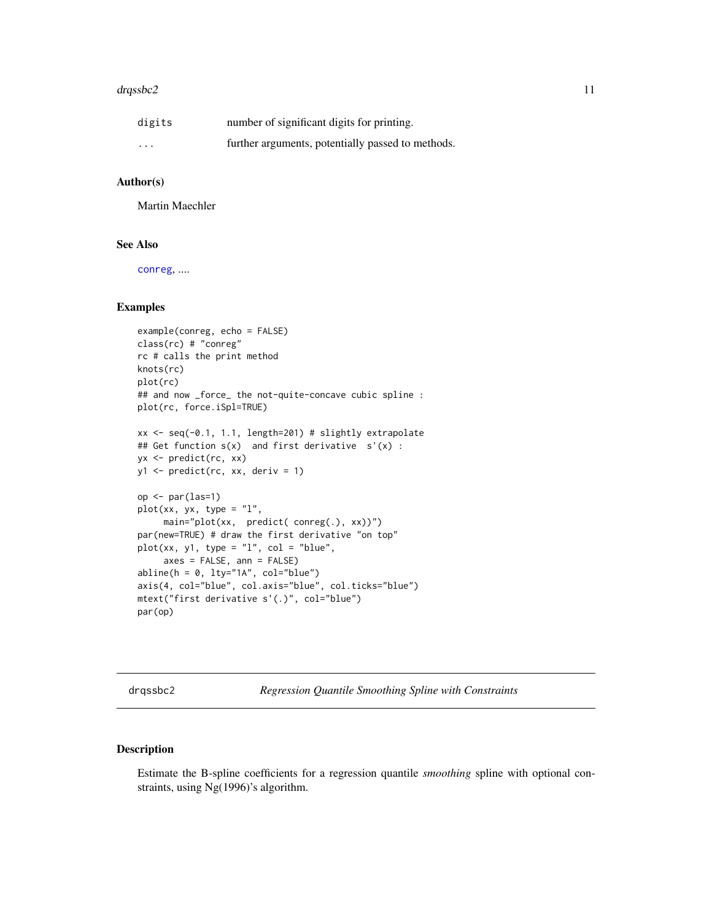| | |
|---|---|
| digits | number of significant digits for printing. |
| ... | further arguments, potentially passed to methods. |

### Author(s)

Martin Maechler

### See Also

conreg, ....

### Examples

```
example(conreg, echo = FALSE)
class(rc) # "conreg"
rc # calls the print method
knots(rc)
plot(rc)
## and now _force_ the not-quite-concave cubic spline :
plot(rc, force.iSpl=TRUE)

xx <- seq(-0.1, 1.1, length=201) # slightly extrapolate
## Get function s(x)  and first derivative  s'(x) :
yx <- predict(rc, xx)
y1 <- predict(rc, xx, deriv = 1)

op <- par(las=1)
plot(xx, yx, type = "l",
     main="plot(xx,  predict( conreg(.), xx))")
par(new=TRUE) # draw the first derivative "on top"
plot(xx, y1, type = "l", col = "blue",
     axes = FALSE, ann = FALSE)
abline(h = 0, lty="1A", col="blue")
axis(4, col="blue", col.axis="blue", col.ticks="blue")
mtext("first derivative s'(.)", col="blue")
par(op)
```

---

## drqssbc2 — *Regression Quantile Smoothing Spline with Constraints*

### Description

Estimate the B-spline coefficients for a regression quantile *smoothing* spline with optional constraints, using Ng(1996)'s algorithm.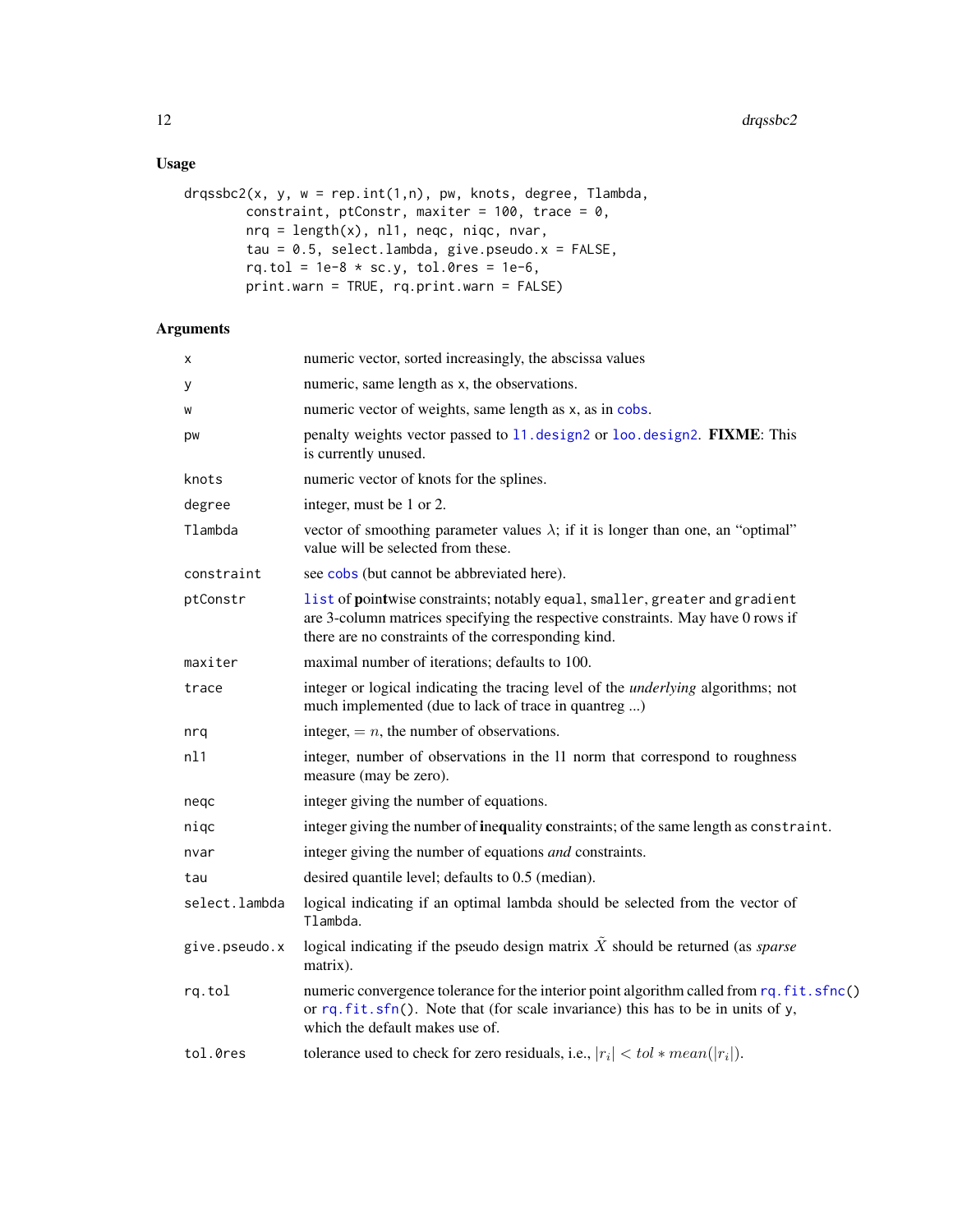## Usage

```
drqssbc2(x, y, w = rep.int(1,n), pw, knots, degree, Tlambda,
        constraint, ptConstr, maxiter = 100, trace = 0,
        nrq = length(x), nl1, neqc, niqc, nvar,
        tau = 0.5, select.lambda, give.pseudo.x = FALSE,
        rq.tol = 1e-8 * sc.y, tol.0res = 1e-6,
        print.warn = TRUE, rq.print.warn = FALSE)
```

## Arguments

| | |
|---|---|
| `x` | numeric vector, sorted increasingly, the abscissa values |
| `y` | numeric, same length as `x`, the observations. |
| `w` | numeric vector of weights, same length as `x`, as in `cobs`. |
| `pw` | penalty weights vector passed to `l1.design2` or `loo.design2`. **FIXME**: This is currently unused. |
| `knots` | numeric vector of knots for the splines. |
| `degree` | integer, must be 1 or 2. |
| `Tlambda` | vector of smoothing parameter values $\lambda$; if it is longer than one, an "optimal" value will be selected from these. |
| `constraint` | see `cobs` (but cannot be abbreviated here). |
| `ptConstr` | `list` of **p**oin**t**wise constraints; notably `equal`, `smaller`, `greater` and `gradient` are 3-column matrices specifying the respective constraints. May have 0 rows if there are no constraints of the corresponding kind. |
| `maxiter` | maximal number of iterations; defaults to 100. |
| `trace` | integer or logical indicating the tracing level of the *underlying* algorithms; not much implemented (due to lack of trace in quantreg ...) |
| `nrq` | integer, $= n$, the number of observations. |
| `nl1` | integer, number of observations in the l1 norm that correspond to roughness measure (may be zero). |
| `neqc` | integer giving the number of equations. |
| `niqc` | integer giving the number of **in**e**q**uality **c**onstraints; of the same length as `constraint`. |
| `nvar` | integer giving the number of equations *and* constraints. |
| `tau` | desired quantile level; defaults to 0.5 (median). |
| `select.lambda` | logical indicating if an optimal lambda should be selected from the vector of `Tlambda`. |
| `give.pseudo.x` | logical indicating if the pseudo design matrix $\tilde{X}$ should be returned (as *sparse* matrix). |
| `rq.tol` | numeric convergence tolerance for the interior point algorithm called from `rq.fit.sfnc()` or `rq.fit.sfn()`. Note that (for scale invariance) this has to be in units of `y`, which the default makes use of. |
| `tol.0res` | tolerance used to check for zero residuals, i.e., $\vert r_i\vert < tol * mean(\vert r_i\vert)$. |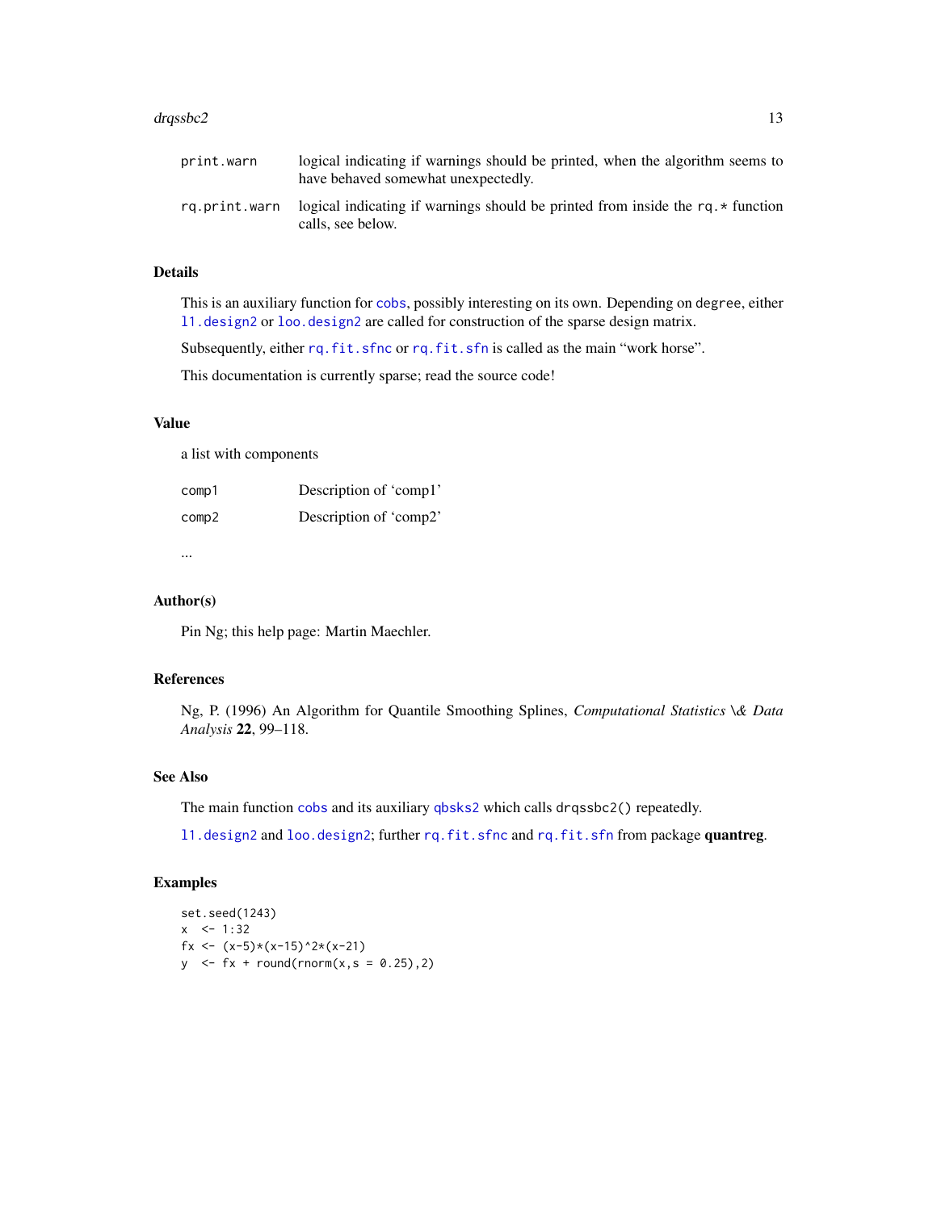| | |
|---|---|
| print.warn | logical indicating if warnings should be printed, when the algorithm seems to have behaved somewhat unexpectedly. |
| rq.print.warn | logical indicating if warnings should be printed from inside the rq.* function calls, see below. |

## Details

This is an auxiliary function for `cobs`, possibly interesting on its own. Depending on `degree`, either `l1.design2` or `loo.design2` are called for construction of the sparse design matrix.

Subsequently, either `rq.fit.sfnc` or `rq.fit.sfn` is called as the main "work horse".

This documentation is currently sparse; read the source code!

## Value

a list with components

| | |
|---|---|
| comp1 | Description of 'comp1' |
| comp2 | Description of 'comp2' |

...

## Author(s)

Pin Ng; this help page: Martin Maechler.

## References

Ng, P. (1996) An Algorithm for Quantile Smoothing Splines, *Computational Statistics \& Data Analysis* **22**, 99–118.

## See Also

The main function `cobs` and its auxiliary `qbsks2` which calls `drqssbc2()` repeatedly.

`l1.design2` and `loo.design2`; further `rq.fit.sfnc` and `rq.fit.sfn` from package **quantreg**.

## Examples

```
set.seed(1243)
x  <- 1:32
fx <- (x-5)*(x-15)^2*(x-21)
y  <- fx + round(rnorm(x,s = 0.25),2)
```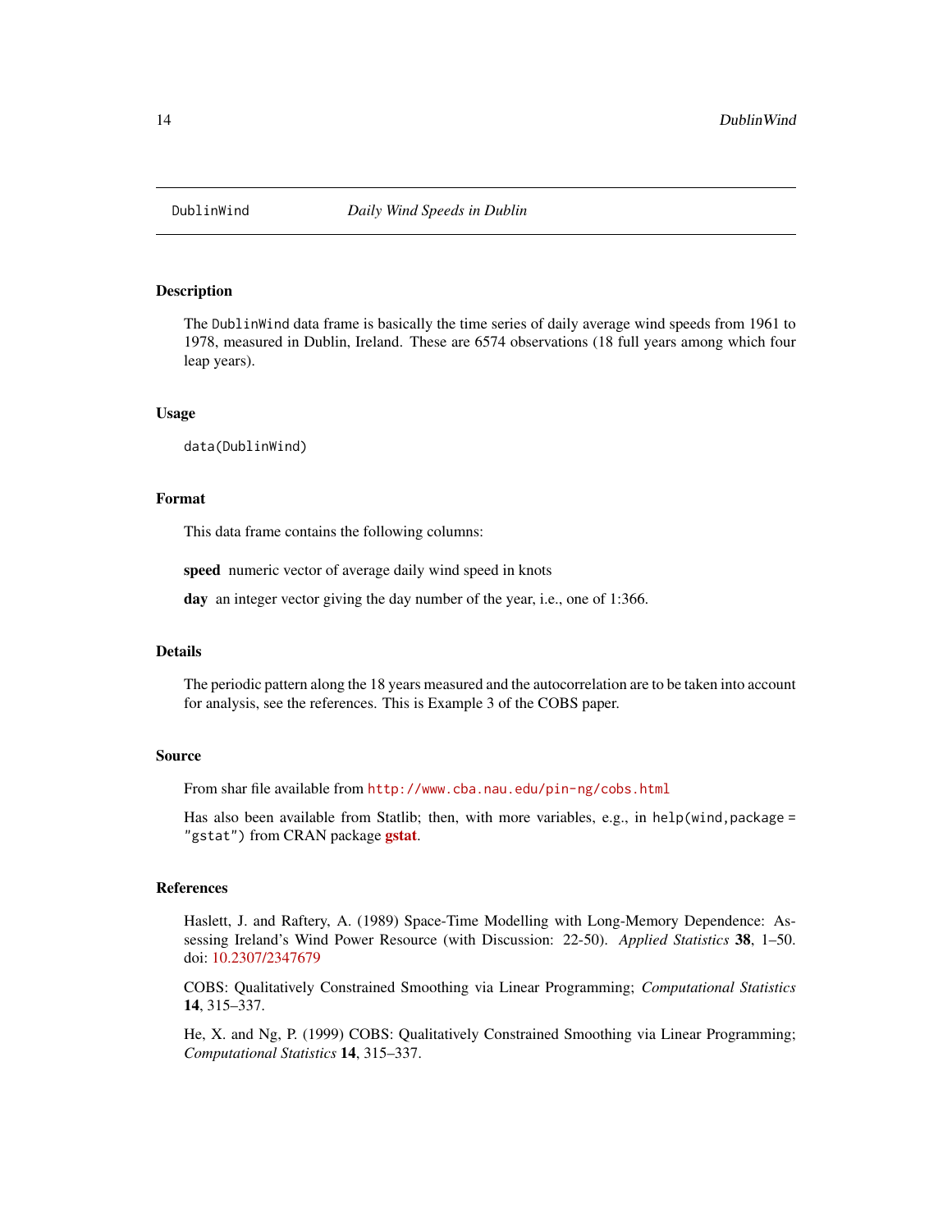# DublinWind *Daily Wind Speeds in Dublin*

## Description

The `DublinWind` data frame is basically the time series of daily average wind speeds from 1961 to 1978, measured in Dublin, Ireland. These are 6574 observations (18 full years among which four leap years).

## Usage

```
data(DublinWind)
```

## Format

This data frame contains the following columns:

**speed** numeric vector of average daily wind speed in knots

**day** an integer vector giving the day number of the year, i.e., one of 1:366.

## Details

The periodic pattern along the 18 years measured and the autocorrelation are to be taken into account for analysis, see the references. This is Example 3 of the COBS paper.

## Source

From shar file available from http://www.cba.nau.edu/pin-ng/cobs.html

Has also been available from Statlib; then, with more variables, e.g., in `help(wind,package = "gstat")` from CRAN package **gstat**.

## References

Haslett, J. and Raftery, A. (1989) Space-Time Modelling with Long-Memory Dependence: Assessing Ireland's Wind Power Resource (with Discussion: 22-50). *Applied Statistics* **38**, 1–50. doi: 10.2307/2347679

COBS: Qualitatively Constrained Smoothing via Linear Programming; *Computational Statistics* **14**, 315–337.

He, X. and Ng, P. (1999) COBS: Qualitatively Constrained Smoothing via Linear Programming; *Computational Statistics* **14**, 315–337.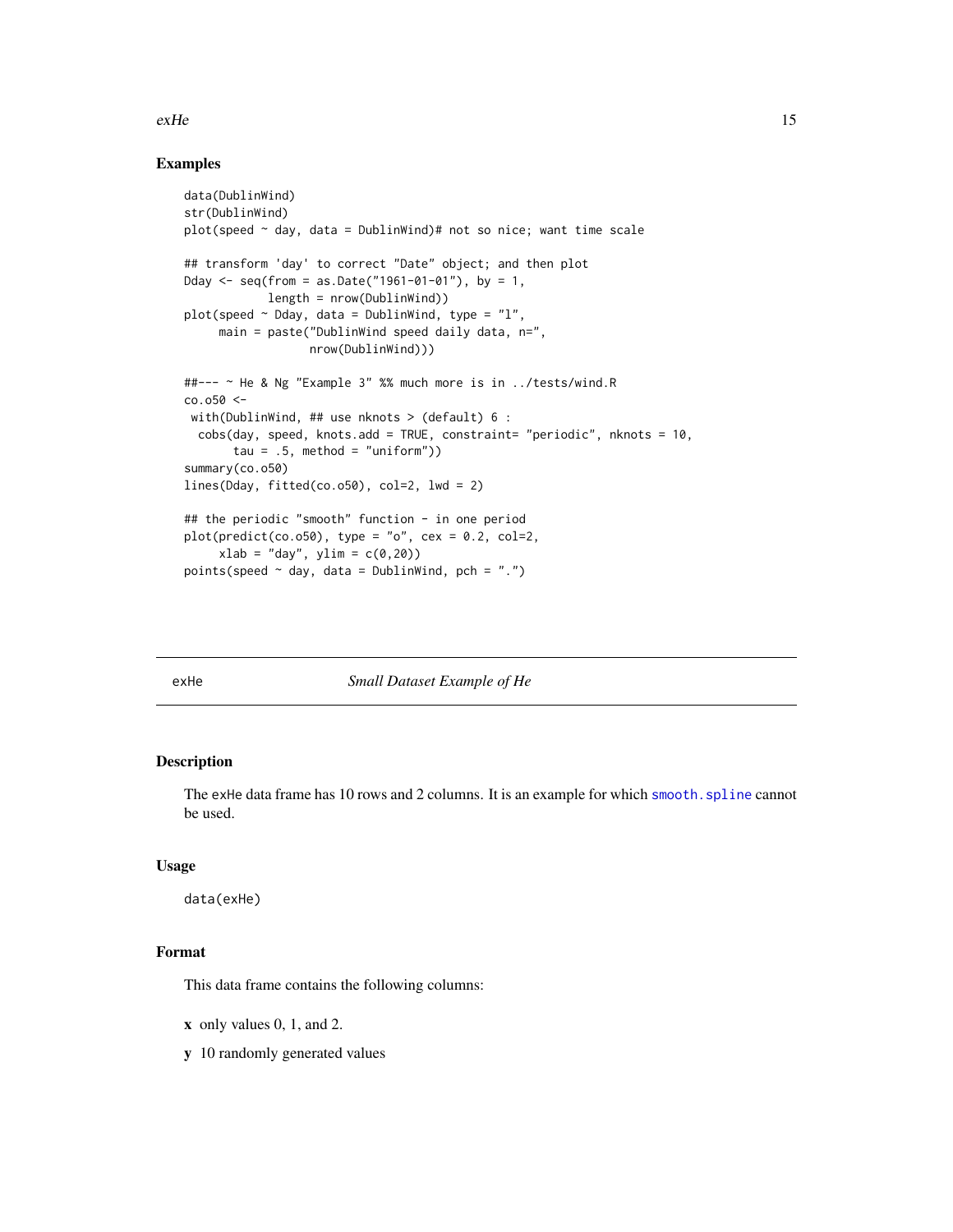### Examples

```
data(DublinWind)
str(DublinWind)
plot(speed ~ day, data = DublinWind)# not so nice; want time scale

## transform 'day' to correct "Date" object; and then plot
Dday <- seq(from = as.Date("1961-01-01"), by = 1,
            length = nrow(DublinWind))
plot(speed ~ Dday, data = DublinWind, type = "l",
     main = paste("DublinWind speed daily data, n=",
                  nrow(DublinWind)))

##--- ~ He & Ng "Example 3" %% much more is in ../tests/wind.R
co.o50 <-
 with(DublinWind, ## use nknots > (default) 6 :
  cobs(day, speed, knots.add = TRUE, constraint= "periodic", nknots = 10,
       tau = .5, method = "uniform"))
summary(co.o50)
lines(Dday, fitted(co.o50), col=2, lwd = 2)

## the periodic "smooth" function - in one period
plot(predict(co.o50), type = "o", cex = 0.2, col=2,
     xlab = "day", ylim = c(0,20))
points(speed ~ day, data = DublinWind, pch = ".")
```

---

## exHe — *Small Dataset Example of He*

### Description

The `exHe` data frame has 10 rows and 2 columns. It is an example for which `smooth.spline` cannot be used.

### Usage

```
data(exHe)
```

### Format

This data frame contains the following columns:

**x** only values 0, 1, and 2.

**y** 10 randomly generated values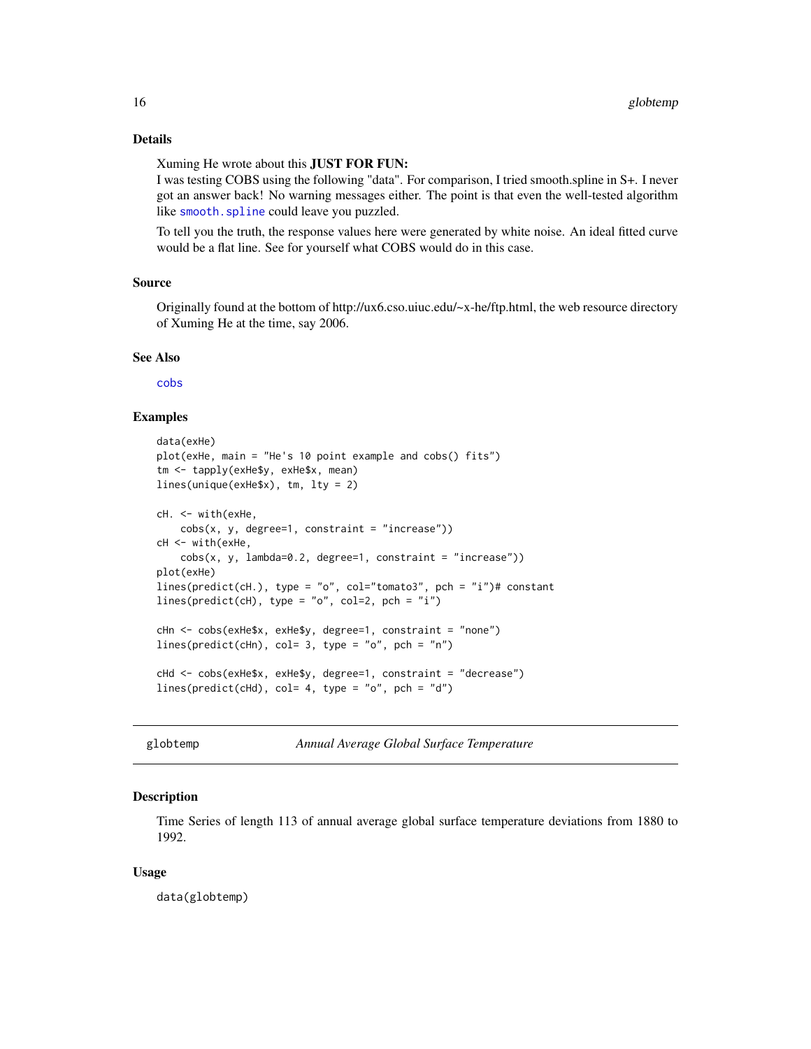### Details

Xuming He wrote about this **JUST FOR FUN:**
I was testing COBS using the following "data". For comparison, I tried smooth.spline in S+. I never got an answer back! No warning messages either. The point is that even the well-tested algorithm like `smooth.spline` could leave you puzzled.

To tell you the truth, the response values here were generated by white noise. An ideal fitted curve would be a flat line. See for yourself what COBS would do in this case.

### Source

Originally found at the bottom of http://ux6.cso.uiuc.edu/~x-he/ftp.html, the web resource directory of Xuming He at the time, say 2006.

### See Also

`cobs`

### Examples

```
data(exHe)
plot(exHe, main = "He's 10 point example and cobs() fits")
tm <- tapply(exHe$y, exHe$x, mean)
lines(unique(exHe$x), tm, lty = 2)

cH. <- with(exHe,
    cobs(x, y, degree=1, constraint = "increase"))
cH <- with(exHe,
    cobs(x, y, lambda=0.2, degree=1, constraint = "increase"))
plot(exHe)
lines(predict(cH.), type = "o", col="tomato3", pch = "i")# constant
lines(predict(cH), type = "o", col=2, pch = "i")

cHn <- cobs(exHe$x, exHe$y, degree=1, constraint = "none")
lines(predict(cHn), col= 3, type = "o", pch = "n")

cHd <- cobs(exHe$x, exHe$y, degree=1, constraint = "decrease")
lines(predict(cHd), col= 4, type = "o", pch = "d")
```

---

## globtemp — *Annual Average Global Surface Temperature*

---

### Description

Time Series of length 113 of annual average global surface temperature deviations from 1880 to 1992.

### Usage

```
data(globtemp)
```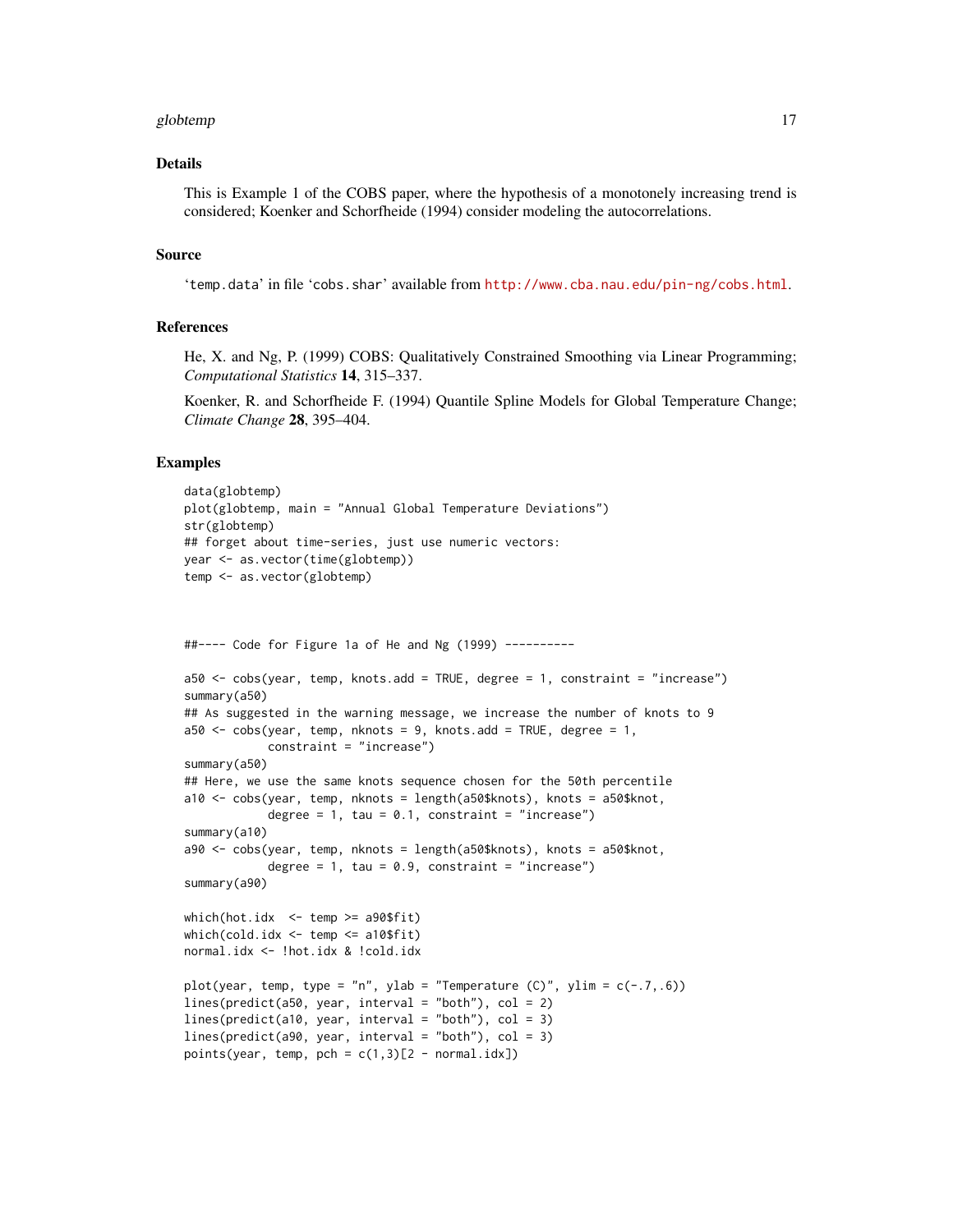### Details

This is Example 1 of the COBS paper, where the hypothesis of a monotonely increasing trend is considered; Koenker and Schorfheide (1994) consider modeling the autocorrelations.

### Source

'temp.data' in file 'cobs.shar' available from http://www.cba.nau.edu/pin-ng/cobs.html.

### References

He, X. and Ng, P. (1999) COBS: Qualitatively Constrained Smoothing via Linear Programming; *Computational Statistics* **14**, 315–337.

Koenker, R. and Schorfheide F. (1994) Quantile Spline Models for Global Temperature Change; *Climate Change* **28**, 395–404.

### Examples

```
data(globtemp)
plot(globtemp, main = "Annual Global Temperature Deviations")
str(globtemp)
## forget about time-series, just use numeric vectors:
year <- as.vector(time(globtemp))
temp <- as.vector(globtemp)



##---- Code for Figure 1a of He and Ng (1999) ----------

a50 <- cobs(year, temp, knots.add = TRUE, degree = 1, constraint = "increase")
summary(a50)
## As suggested in the warning message, we increase the number of knots to 9
a50 <- cobs(year, temp, nknots = 9, knots.add = TRUE, degree = 1,
            constraint = "increase")
summary(a50)
## Here, we use the same knots sequence chosen for the 50th percentile
a10 <- cobs(year, temp, nknots = length(a50$knots), knots = a50$knot,
            degree = 1, tau = 0.1, constraint = "increase")
summary(a10)
a90 <- cobs(year, temp, nknots = length(a50$knots), knots = a50$knot,
            degree = 1, tau = 0.9, constraint = "increase")
summary(a90)

which(hot.idx  <- temp >= a90$fit)
which(cold.idx <- temp <= a10$fit)
normal.idx <- !hot.idx & !cold.idx

plot(year, temp, type = "n", ylab = "Temperature (C)", ylim = c(-.7,.6))
lines(predict(a50, year, interval = "both"), col = 2)
lines(predict(a10, year, interval = "both"), col = 3)
lines(predict(a90, year, interval = "both"), col = 3)
points(year, temp, pch = c(1,3)[2 - normal.idx])
```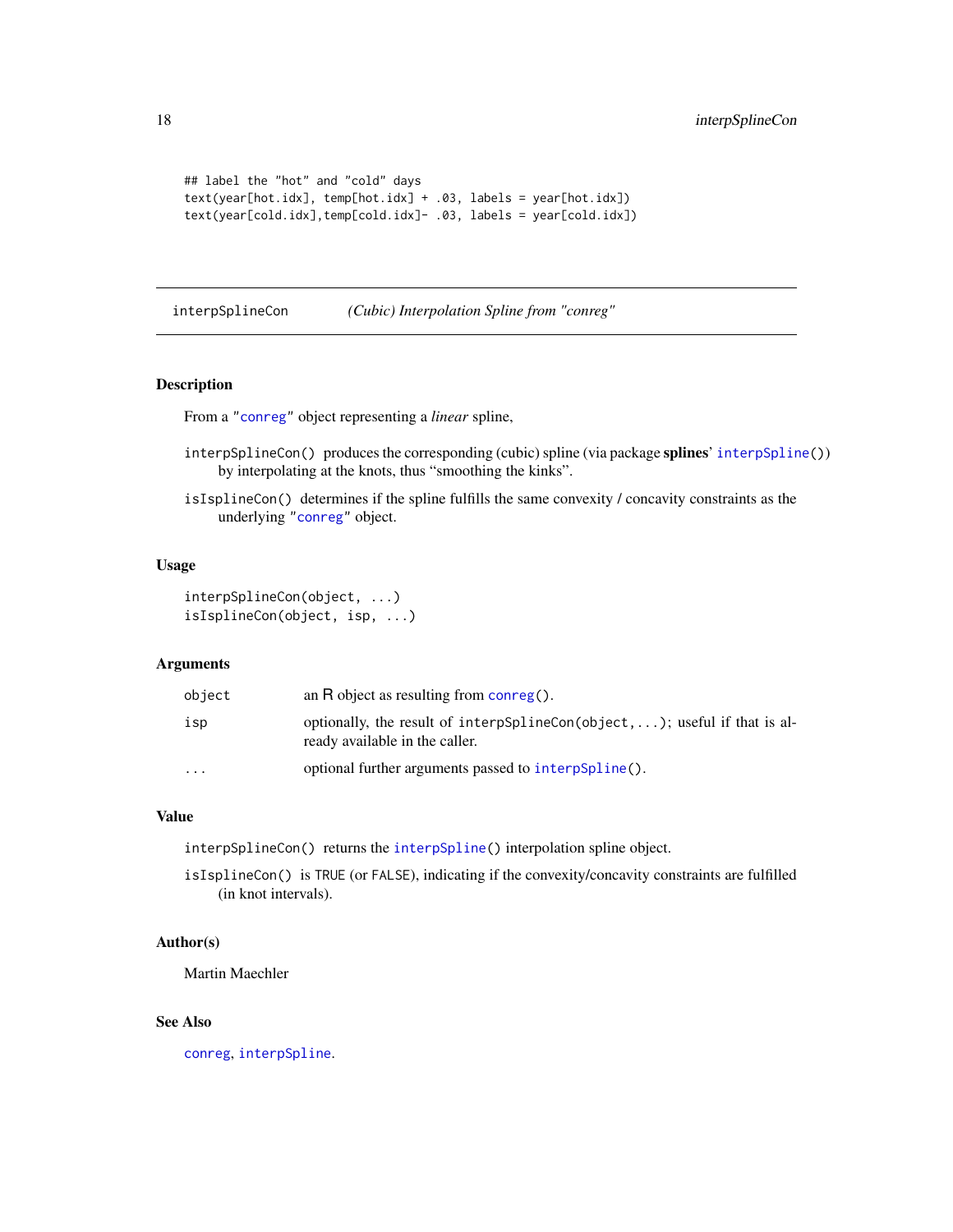```
## label the "hot" and "cold" days
text(year[hot.idx], temp[hot.idx] + .03, labels = year[hot.idx])
text(year[cold.idx],temp[cold.idx]- .03, labels = year[cold.idx])
```

---

## interpSplineCon — *(Cubic) Interpolation Spline from "conreg"*

---

### Description

From a "conreg" object representing a *linear* spline,

`interpSplineCon()` produces the corresponding (cubic) spline (via package **splines**' `interpSpline()`) by interpolating at the knots, thus "smoothing the kinks".

`isIsplineCon()` determines if the spline fulfills the same convexity / concavity constraints as the underlying "conreg" object.

### Usage

```
interpSplineCon(object, ...)
isIsplineCon(object, isp, ...)
```

### Arguments

| | |
|---|---|
| `object` | an R object as resulting from `conreg()`. |
| `isp` | optionally, the result of `interpSplineCon(object,...)`; useful if that is already available in the caller. |
| `...` | optional further arguments passed to `interpSpline()`. |

### Value

`interpSplineCon()` returns the `interpSpline()` interpolation spline object.

`isIsplineCon()` is `TRUE` (or `FALSE`), indicating if the convexity/concavity constraints are fulfilled (in knot intervals).

### Author(s)

Martin Maechler

### See Also

`conreg`, `interpSpline`.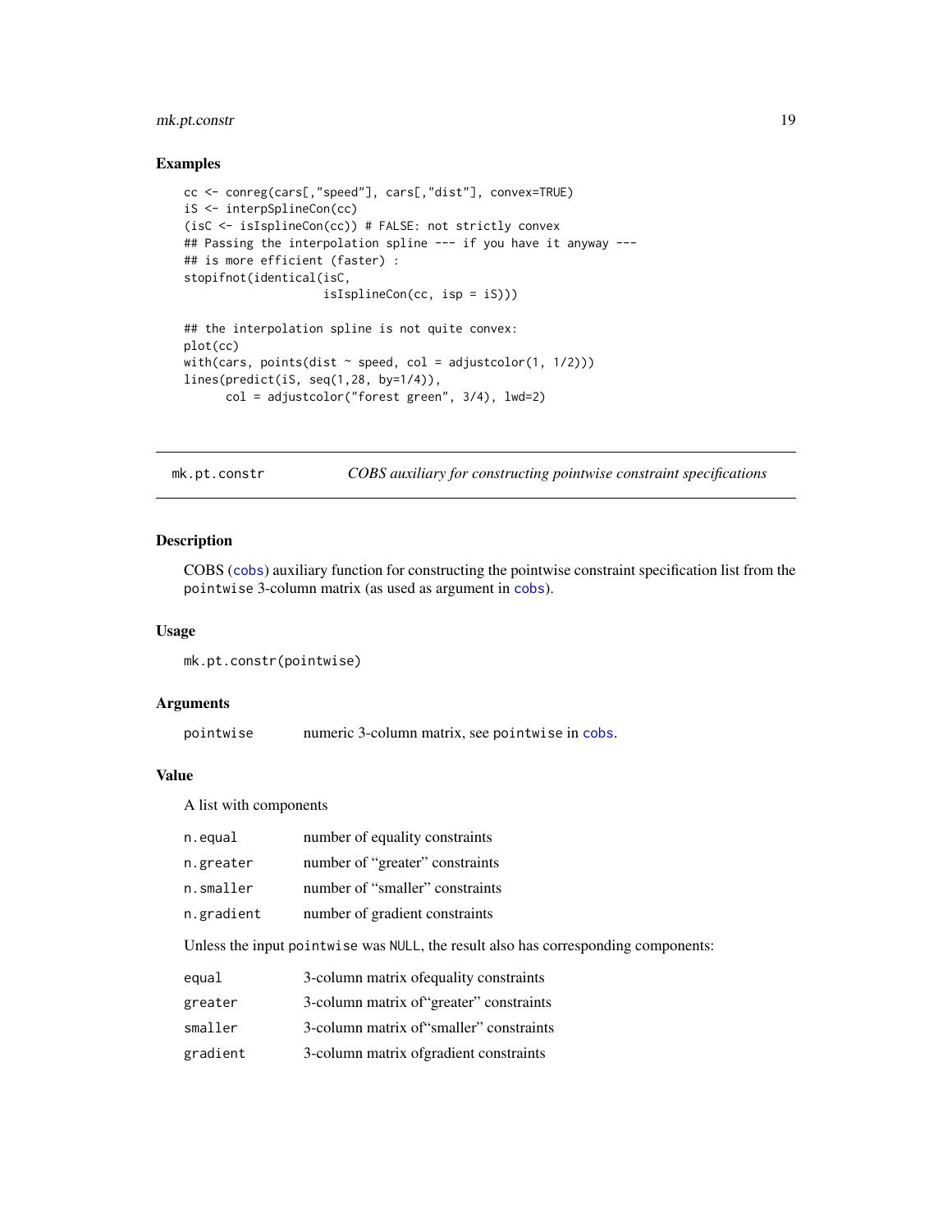## Examples

```
cc <- conreg(cars[,"speed"], cars[,"dist"], convex=TRUE)
iS <- interpSplineCon(cc)
(isC <- isIsplineCon(cc)) # FALSE: not strictly convex
## Passing the interpolation spline --- if you have it anyway ---
## is more efficient (faster) :
stopifnot(identical(isC,
                    isIsplineCon(cc, isp = iS)))

## the interpolation spline is not quite convex:
plot(cc)
with(cars, points(dist ~ speed, col = adjustcolor(1, 1/2)))
lines(predict(iS, seq(1,28, by=1/4)),
      col = adjustcolor("forest green", 3/4), lwd=2)
```

---

# mk.pt.constr — *COBS auxiliary for constructing pointwise constraint specifications*

---

## Description

COBS (cobs) auxiliary function for constructing the pointwise constraint specification list from the pointwise 3-column matrix (as used as argument in cobs).

## Usage

```
mk.pt.constr(pointwise)
```

## Arguments

| | |
|---|---|
| `pointwise` | numeric 3-column matrix, see `pointwise` in cobs. |

## Value

A list with components

| | |
|---|---|
| `n.equal` | number of equality constraints |
| `n.greater` | number of "greater" constraints |
| `n.smaller` | number of "smaller" constraints |
| `n.gradient` | number of gradient constraints |

Unless the input `pointwise` was `NULL`, the result also has corresponding components:

| | |
|---|---|
| `equal` | 3-column matrix ofequality constraints |
| `greater` | 3-column matrix of"greater" constraints |
| `smaller` | 3-column matrix of"smaller" constraints |
| `gradient` | 3-column matrix ofgradient constraints |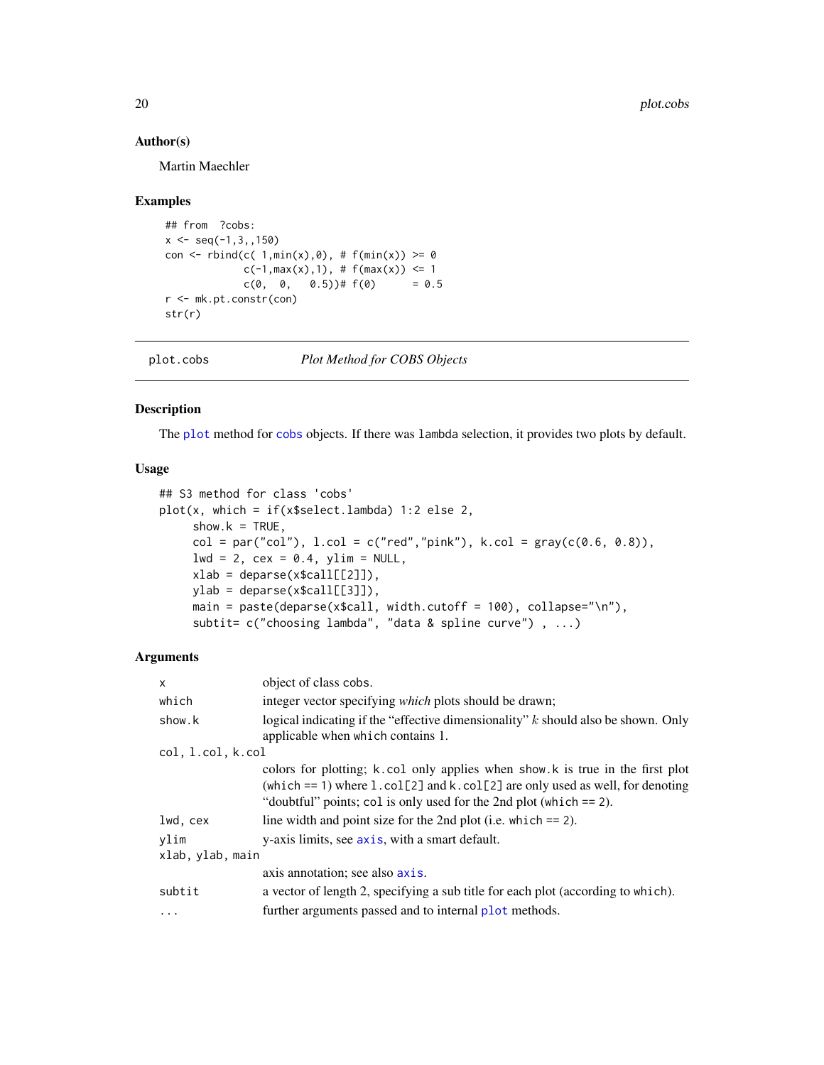## Author(s)

Martin Maechler

## Examples

```
## from  ?cobs:
x <- seq(-1,3,,150)
con <- rbind(c( 1,min(x),0), # f(min(x)) >= 0
             c(-1,max(x),1), # f(max(x)) <= 1
             c(0,  0,   0.5))# f(0)      = 0.5
r <- mk.pt.constr(con)
str(r)
```

---

plot.cobs &nbsp;&nbsp;&nbsp;&nbsp;&nbsp;&nbsp; *Plot Method for COBS Objects*

---

## Description

The plot method for cobs objects. If there was lambda selection, it provides two plots by default.

## Usage

```
## S3 method for class 'cobs'
plot(x, which = if(x$select.lambda) 1:2 else 2,
     show.k = TRUE,
     col = par("col"), l.col = c("red","pink"), k.col = gray(c(0.6, 0.8)),
     lwd = 2, cex = 0.4, ylim = NULL,
     xlab = deparse(x$call[[2]]),
     ylab = deparse(x$call[[3]]),
     main = paste(deparse(x$call, width.cutoff = 100), collapse="\n"),
     subtit= c("choosing lambda", "data & spline curve") , ...)
```

## Arguments

| | |
|---|---|
| x | object of class cobs. |
| which | integer vector specifying *which* plots should be drawn; |
| show.k | logical indicating if the "effective dimensionality" $k$ should also be shown. Only applicable when which contains 1. |
| col, l.col, k.col | colors for plotting; k.col only applies when show.k is true in the first plot (which == 1) where l.col[2] and k.col[2] are only used as well, for denoting "doubtful" points; col is only used for the 2nd plot (which == 2). |
| lwd, cex | line width and point size for the 2nd plot (i.e. which == 2). |
| ylim | y-axis limits, see axis, with a smart default. |
| xlab, ylab, main | axis annotation; see also axis. |
| subtit | a vector of length 2, specifying a sub title for each plot (according to which). |
| ... | further arguments passed and to internal plot methods. |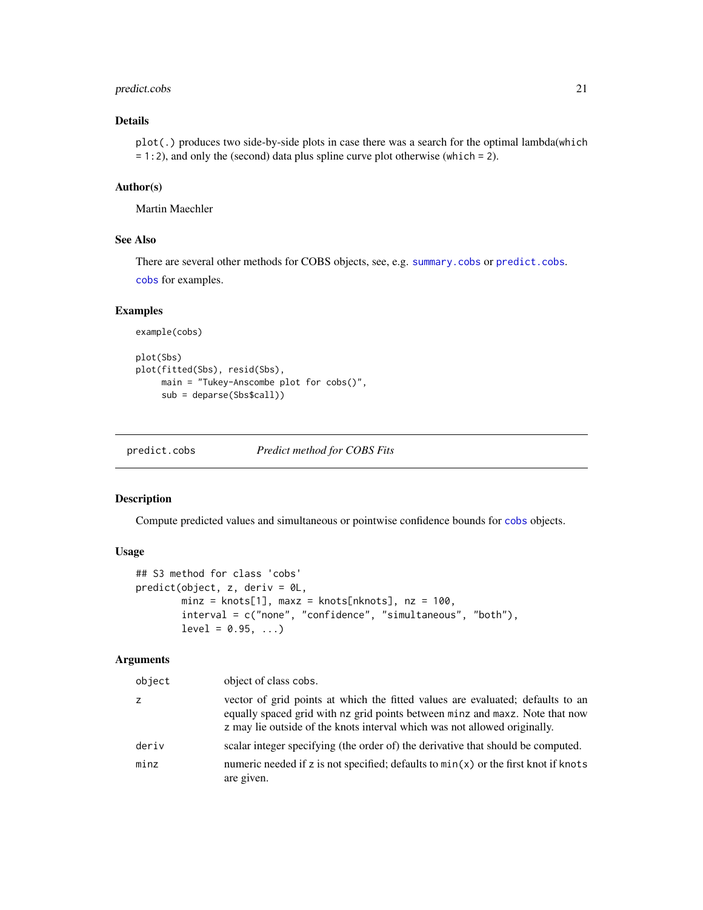### Details

`plot(.)` produces two side-by-side plots in case there was a search for the optimal lambda(`which = 1:2`), and only the (second) data plus spline curve plot otherwise (`which = 2`).

### Author(s)

Martin Maechler

### See Also

There are several other methods for COBS objects, see, e.g. `summary.cobs` or `predict.cobs`.

`cobs` for examples.

### Examples

```
example(cobs)

plot(Sbs)
plot(fitted(Sbs), resid(Sbs),
     main = "Tukey-Anscombe plot for cobs()",
     sub = deparse(Sbs$call))
```

---

## predict.cobs    *Predict method for COBS Fits*

### Description

Compute predicted values and simultaneous or pointwise confidence bounds for `cobs` objects.

### Usage

```
## S3 method for class 'cobs'
predict(object, z, deriv = 0L,
        minz = knots[1], maxz = knots[nknots], nz = 100,
        interval = c("none", "confidence", "simultaneous", "both"),
        level = 0.95, ...)
```

### Arguments

| | |
|---|---|
| `object` | object of class `cobs`. |
| `z` | vector of grid points at which the fitted values are evaluated; defaults to an equally spaced grid with `nz` grid points between `minz` and `maxz`. Note that now `z` may lie outside of the knots interval which was not allowed originally. |
| `deriv` | scalar integer specifying (the order of) the derivative that should be computed. |
| `minz` | numeric needed if `z` is not specified; defaults to `min(x)` or the first knot if `knots` are given. |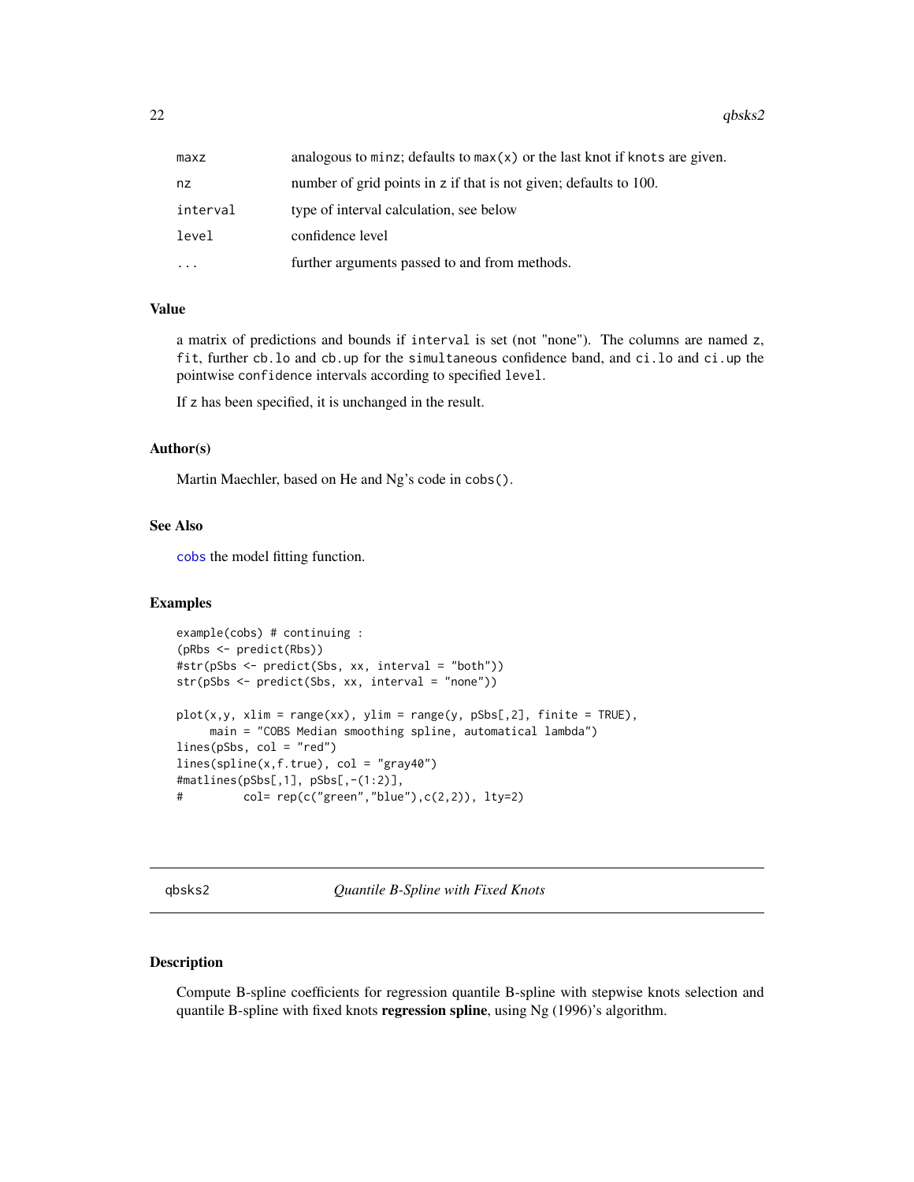| | |
|---|---|
| maxz | analogous to minz; defaults to max(x) or the last knot if knots are given. |
| nz | number of grid points in z if that is not given; defaults to 100. |
| interval | type of interval calculation, see below |
| level | confidence level |
| ... | further arguments passed to and from methods. |

### Value

a matrix of predictions and bounds if interval is set (not "none"). The columns are named z, fit, further cb.lo and cb.up for the simultaneous confidence band, and ci.lo and ci.up the pointwise confidence intervals according to specified level.

If z has been specified, it is unchanged in the result.

### Author(s)

Martin Maechler, based on He and Ng's code in cobs().

### See Also

cobs the model fitting function.

### Examples

```
example(cobs) # continuing :
(pRbs <- predict(Rbs))
#str(pSbs <- predict(Sbs, xx, interval = "both"))
str(pSbs <- predict(Sbs, xx, interval = "none"))

plot(x,y, xlim = range(xx), ylim = range(y, pSbs[,2], finite = TRUE),
     main = "COBS Median smoothing spline, automatical lambda")
lines(pSbs, col = "red")
lines(spline(x,f.true), col = "gray40")
#matlines(pSbs[,1], pSbs[,-(1:2)],
#         col= rep(c("green","blue"),c(2,2)), lty=2)
```

## qbsks2 — *Quantile B-Spline with Fixed Knots*

### Description

Compute B-spline coefficients for regression quantile B-spline with stepwise knots selection and quantile B-spline with fixed knots **regression spline**, using Ng (1996)'s algorithm.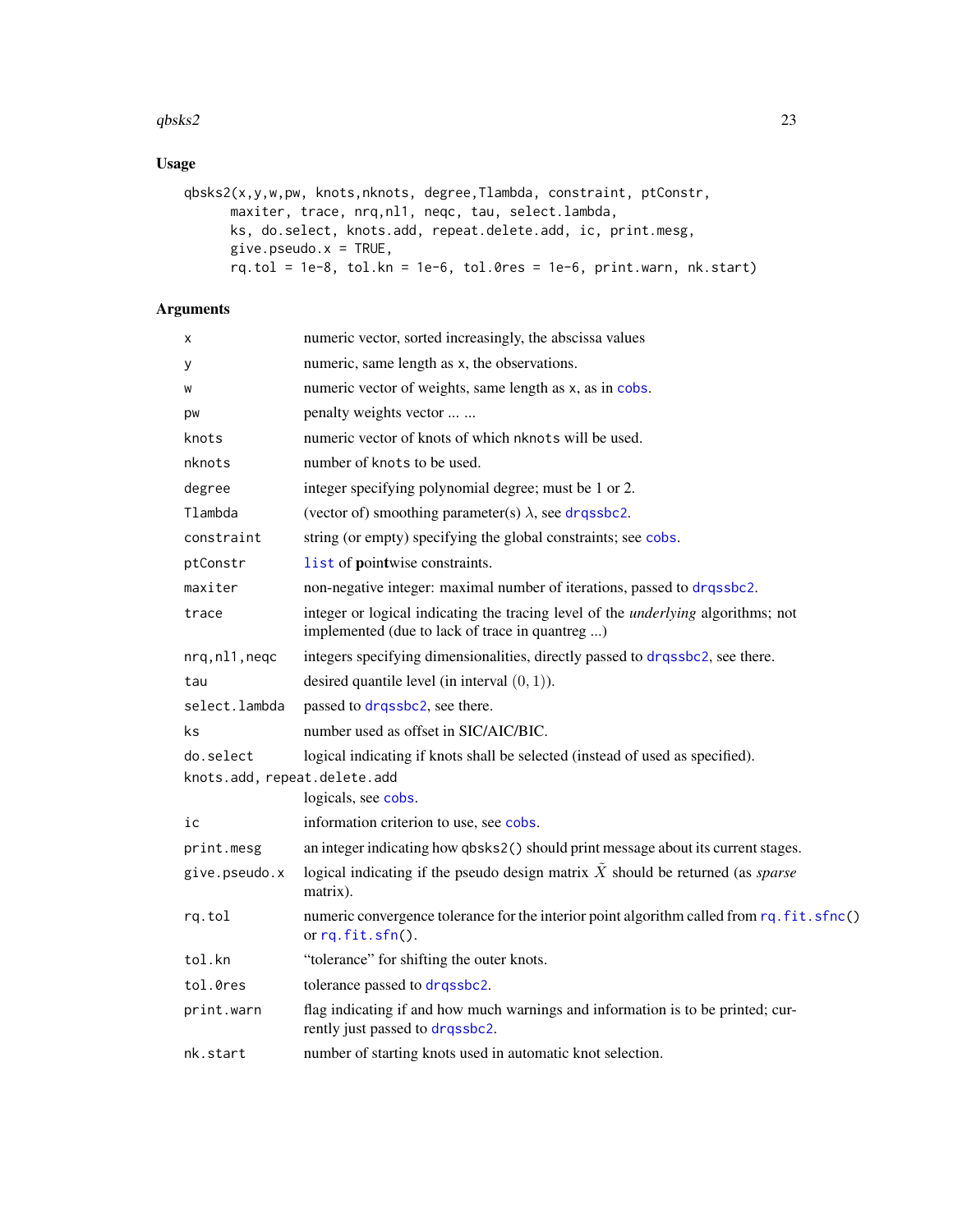## Usage

```
qbsks2(x,y,w,pw, knots,nknots, degree,Tlambda, constraint, ptConstr,
      maxiter, trace, nrq,nl1, neqc, tau, select.lambda,
      ks, do.select, knots.add, repeat.delete.add, ic, print.mesg,
      give.pseudo.x = TRUE,
      rq.tol = 1e-8, tol.kn = 1e-6, tol.0res = 1e-6, print.warn, nk.start)
```

## Arguments

| | |
|---|---|
| `x` | numeric vector, sorted increasingly, the abscissa values |
| `y` | numeric, same length as `x`, the observations. |
| `w` | numeric vector of weights, same length as `x`, as in `cobs`. |
| `pw` | penalty weights vector ... ... |
| `knots` | numeric vector of knots of which `nknots` will be used. |
| `nknots` | number of `knots` to be used. |
| `degree` | integer specifying polynomial degree; must be 1 or 2. |
| `Tlambda` | (vector of) smoothing parameter(s) $\lambda$, see `drqssbc2`. |
| `constraint` | string (or empty) specifying the global constraints; see `cobs`. |
| `ptConstr` | `list` of **point**wise constraints. |
| `maxiter` | non-negative integer: maximal number of iterations, passed to `drqssbc2`. |
| `trace` | integer or logical indicating the tracing level of the *underlying* algorithms; not implemented (due to lack of trace in quantreg ...) |
| `nrq,nl1,neqc` | integers specifying dimensionalities, directly passed to `drqssbc2`, see there. |
| `tau` | desired quantile level (in interval $(0, 1)$). |
| `select.lambda` | passed to `drqssbc2`, see there. |
| `ks` | number used as offset in SIC/AIC/BIC. |
| `do.select` | logical indicating if knots shall be selected (instead of used as specified). |
| `knots.add, repeat.delete.add` | logicals, see `cobs`. |
| `ic` | information criterion to use, see `cobs`. |
| `print.mesg` | an integer indicating how `qbsks2()` should print message about its current stages. |
| `give.pseudo.x` | logical indicating if the pseudo design matrix $\tilde{X}$ should be returned (as *sparse* matrix). |
| `rq.tol` | numeric convergence tolerance for the interior point algorithm called from `rq.fit.sfnc()` or `rq.fit.sfn()`. |
| `tol.kn` | "tolerance" for shifting the outer knots. |
| `tol.0res` | tolerance passed to `drqssbc2`. |
| `print.warn` | flag indicating if and how much warnings and information is to be printed; currently just passed to `drqssbc2`. |
| `nk.start` | number of starting knots used in automatic knot selection. |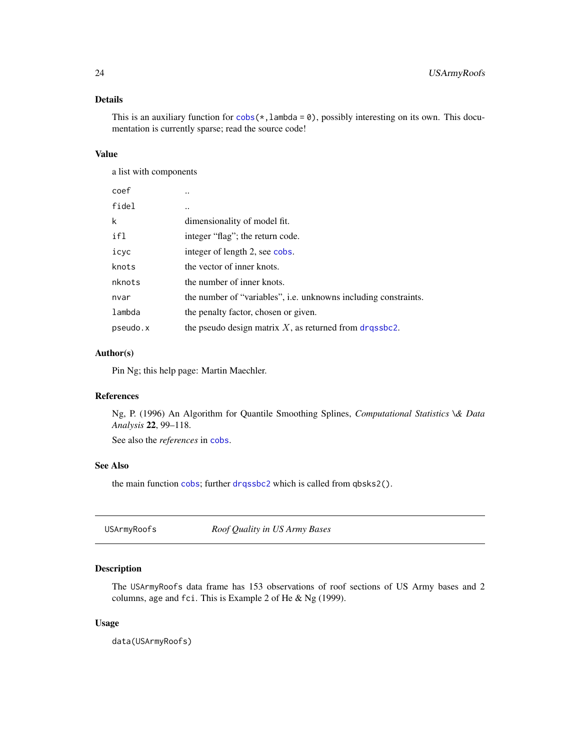## Details

This is an auxiliary function for `cobs(*, lambda = 0)`, possibly interesting on its own. This documentation is currently sparse; read the source code!

## Value

a list with components

| | |
|---|---|
| `coef` | .. |
| `fidel` | .. |
| `k` | dimensionality of model fit. |
| `ifl` | integer "flag"; the return code. |
| `icyc` | integer of length 2, see `cobs`. |
| `knots` | the vector of inner knots. |
| `nknots` | the number of inner knots. |
| `nvar` | the number of "variables", i.e. unknowns including constraints. |
| `lambda` | the penalty factor, chosen or given. |
| `pseudo.x` | the pseudo design matrix $X$, as returned from `drqssbc2`. |

## Author(s)

Pin Ng; this help page: Martin Maechler.

## References

Ng, P. (1996) An Algorithm for Quantile Smoothing Splines, *Computational Statistics \& Data Analysis* **22**, 99–118.

See also the *references* in `cobs`.

## See Also

the main function `cobs`; further `drqssbc2` which is called from `qbsks2()`.

---

# USArmyRoofs — *Roof Quality in US Army Bases*

## Description

The `USArmyRoofs` data frame has 153 observations of roof sections of US Army bases and 2 columns, `age` and `fci`. This is Example 2 of He & Ng (1999).

## Usage

```
data(USArmyRoofs)
```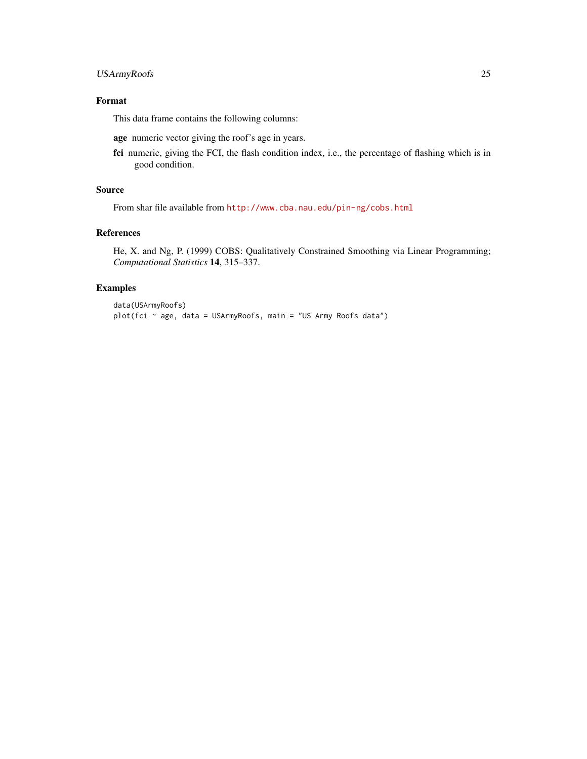## Format

This data frame contains the following columns:

**age** numeric vector giving the roof's age in years.

**fci** numeric, giving the FCI, the flash condition index, i.e., the percentage of flashing which is in good condition.

## Source

From shar file available from http://www.cba.nau.edu/pin-ng/cobs.html

## References

He, X. and Ng, P. (1999) COBS: Qualitatively Constrained Smoothing via Linear Programming; *Computational Statistics* **14**, 315–337.

## Examples

```
data(USArmyRoofs)
plot(fci ~ age, data = USArmyRoofs, main = "US Army Roofs data")
```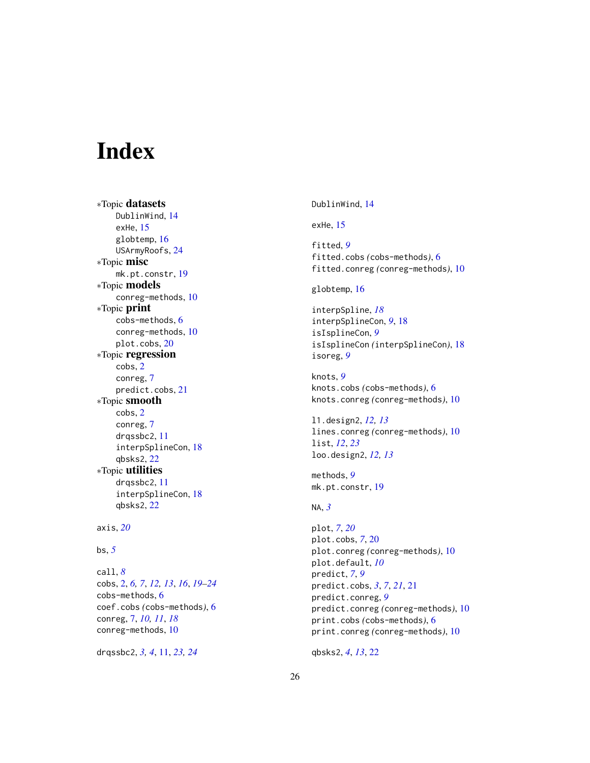# Index

∗Topic **datasets**
- DublinWind, 14
- exHe, 15
- globtemp, 16
- USArmyRoofs, 24

∗Topic **misc**
- mk.pt.constr, 19

∗Topic **models**
- conreg-methods, 10

∗Topic **print**
- cobs-methods, 6
- conreg-methods, 10
- plot.cobs, 20

∗Topic **regression**
- cobs, 2
- conreg, 7
- predict.cobs, 21

∗Topic **smooth**
- cobs, 2
- conreg, 7
- drqssbc2, 11
- interpSplineCon, 18
- qbsks2, 22

∗Topic **utilities**
- drqssbc2, 11
- interpSplineCon, 18
- qbsks2, 22

axis, *20*

bs, *5*

call, *8*
cobs, 2, *6, 7*, *12, 13*, *16*, *19–24*
cobs-methods, 6
coef.cobs *(*cobs-methods*)*, 6
conreg, 7, *10, 11*, *18*
conreg-methods, 10

drqssbc2, *3, 4*, 11, *23, 24*

DublinWind, 14

exHe, 15

fitted, *9*
fitted.cobs *(*cobs-methods*)*, 6
fitted.conreg *(*conreg-methods*)*, 10

globtemp, 16

interpSpline, *18*
interpSplineCon, *9*, 18
isIsplineCon, *9*
isIsplineCon *(*interpSplineCon*)*, 18
isoreg, *9*

knots, *9*
knots.cobs *(*cobs-methods*)*, 6
knots.conreg *(*conreg-methods*)*, 10

l1.design2, *12, 13*
lines.conreg *(*conreg-methods*)*, 10
list, *12*, *23*
loo.design2, *12, 13*

methods, *9*
mk.pt.constr, 19

NA, *3*

plot, *7*, *20*
plot.cobs, *7*, 20
plot.conreg *(*conreg-methods*)*, 10
plot.default, *10*
predict, *7*, *9*
predict.cobs, *3*, *7*, *21*, 21
predict.conreg, *9*
predict.conreg *(*conreg-methods*)*, 10
print.cobs *(*cobs-methods*)*, 6
print.conreg *(*conreg-methods*)*, 10

qbsks2, *4*, *13*, 22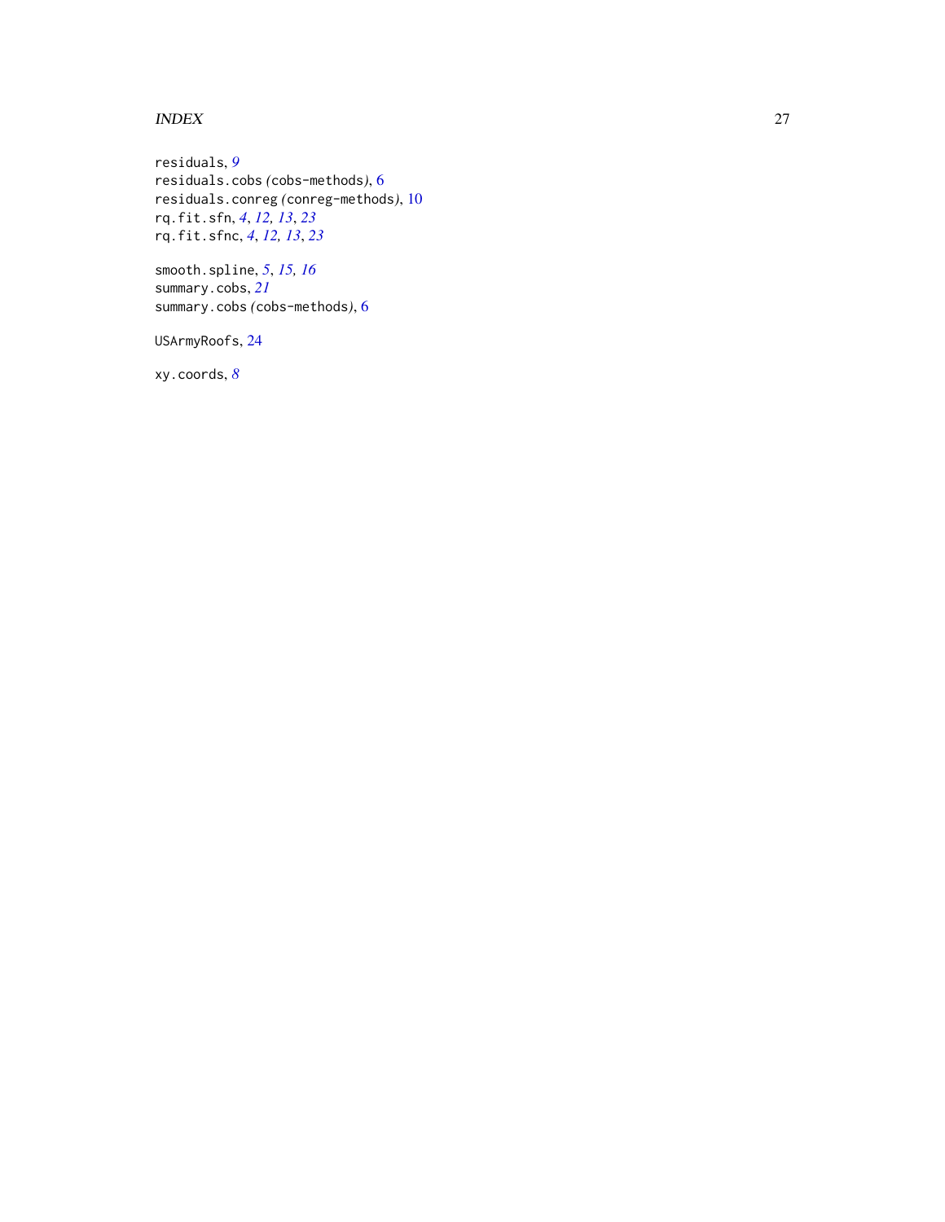residuals, *9*
residuals.cobs (cobs-methods), 6
residuals.conreg (conreg-methods), 10
rq.fit.sfn, *4*, *12, 13*, *23*
rq.fit.sfnc, *4*, *12, 13*, *23*

smooth.spline, *5*, *15, 16*
summary.cobs, *21*
summary.cobs (cobs-methods), 6

USArmyRoofs, 24

xy.coords, *8*